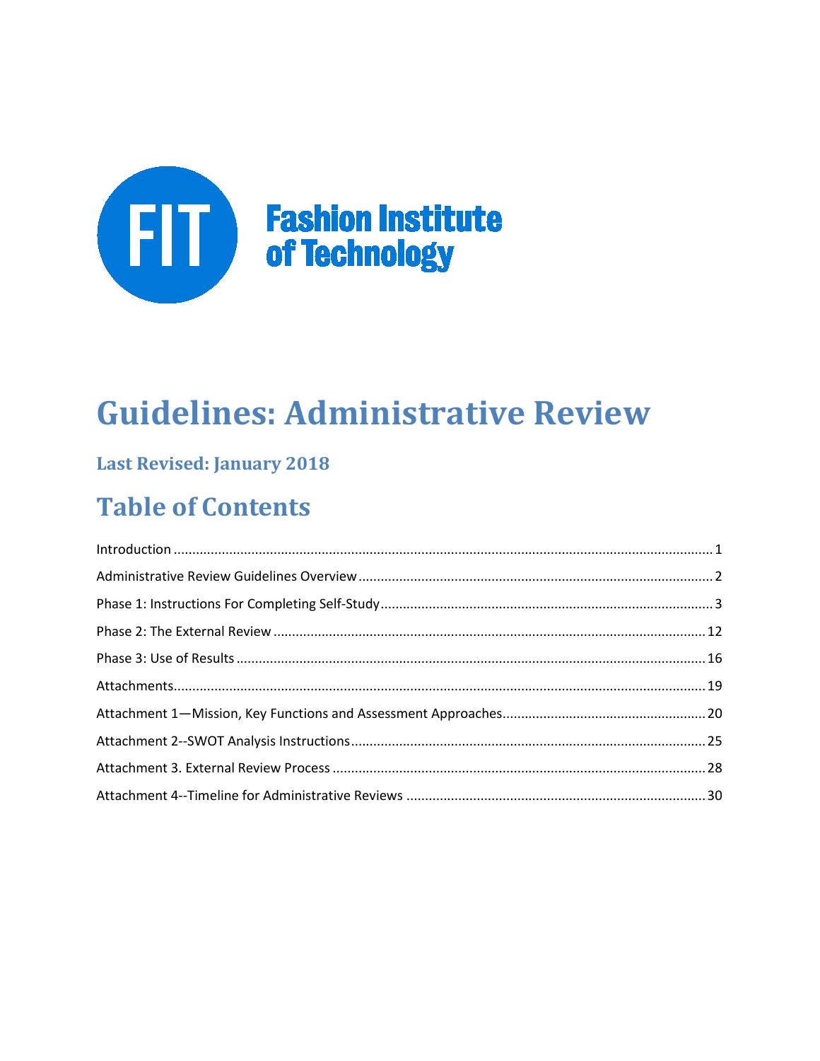Fashion Institute of Technology

# Guidelines: Administrative Review

### Last Revised: January 2018

## Table of Contents

Introduction ........................................................................................................................................ 1

Administrative Review Guidelines Overview .............................................................................................. 2

Phase 1: Instructions For Completing Self-Study ........................................................................................ 3

Phase 2: The External Review ........................................................................................................... 12

Phase 3: Use of Results ................................................................................................................... 16

Attachments.......................................................................................................................................... 19

Attachment 1—Mission, Key Functions and Assessment Approaches....................................................... 20

Attachment 2--SWOT Analysis Instructions.............................................................................................. 25

Attachment 3. External Review Process ................................................................................................... 28

Attachment 4--Timeline for Administrative Reviews ................................................................................ 30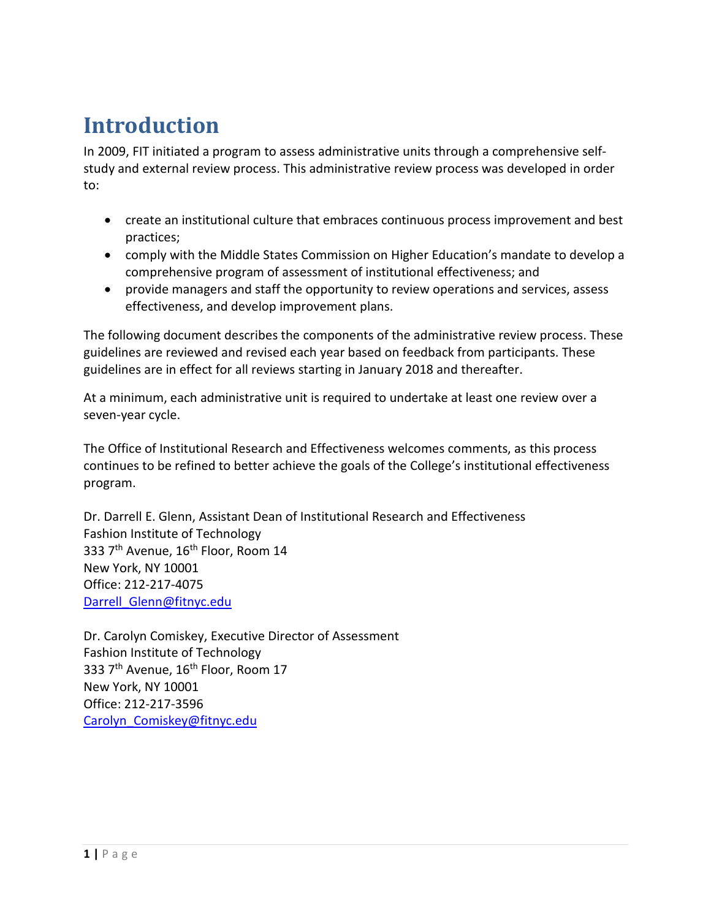# Introduction

In 2009, FIT initiated a program to assess administrative units through a comprehensive self-study and external review process. This administrative review process was developed in order to:

- create an institutional culture that embraces continuous process improvement and best practices;
- comply with the Middle States Commission on Higher Education's mandate to develop a comprehensive program of assessment of institutional effectiveness; and
- provide managers and staff the opportunity to review operations and services, assess effectiveness, and develop improvement plans.

The following document describes the components of the administrative review process. These guidelines are reviewed and revised each year based on feedback from participants. These guidelines are in effect for all reviews starting in January 2018 and thereafter.

At a minimum, each administrative unit is required to undertake at least one review over a seven-year cycle.

The Office of Institutional Research and Effectiveness welcomes comments, as this process continues to be refined to better achieve the goals of the College's institutional effectiveness program.

Dr. Darrell E. Glenn, Assistant Dean of Institutional Research and Effectiveness
Fashion Institute of Technology
333 7th Avenue, 16th Floor, Room 14
New York, NY 10001
Office: 212-217-4075
Darrell_Glenn@fitnyc.edu

Dr. Carolyn Comiskey, Executive Director of Assessment
Fashion Institute of Technology
333 7th Avenue, 16th Floor, Room 17
New York, NY 10001
Office: 212-217-3596
Carolyn_Comiskey@fitnyc.edu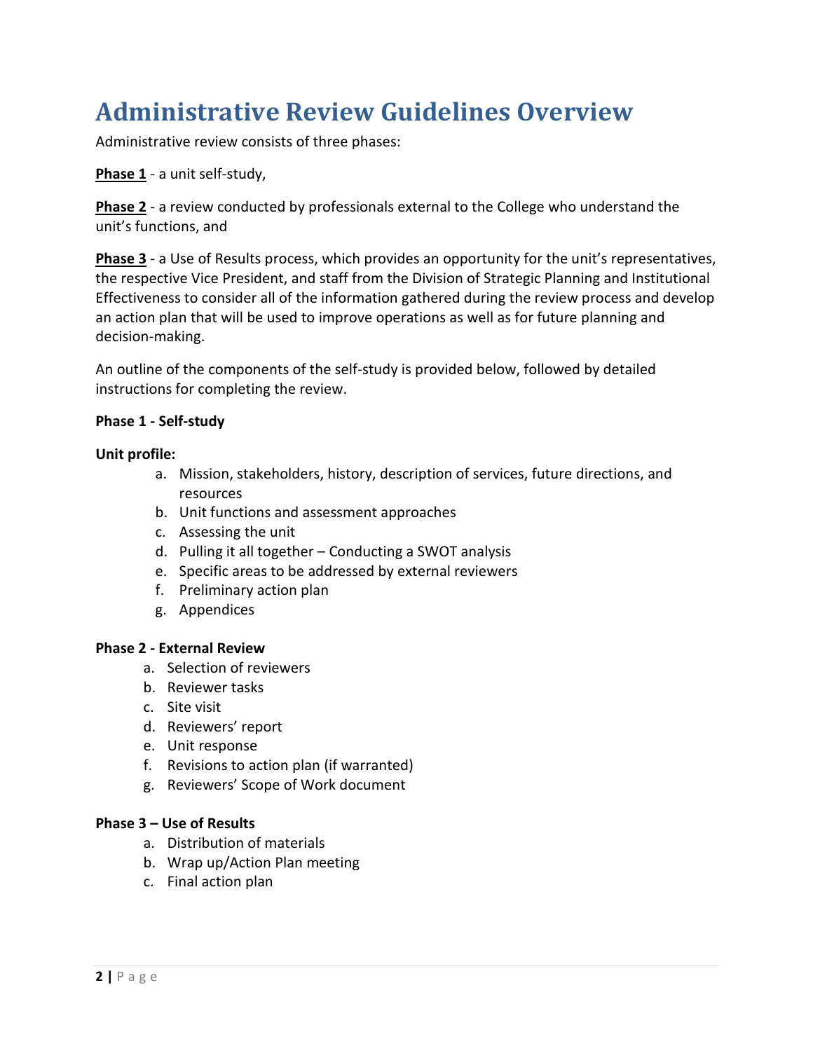# Administrative Review Guidelines Overview

Administrative review consists of three phases:

**<u>Phase 1</u>** - a unit self-study,

**<u>Phase 2</u>** - a review conducted by professionals external to the College who understand the unit's functions, and

**<u>Phase 3</u>** - a Use of Results process, which provides an opportunity for the unit's representatives, the respective Vice President, and staff from the Division of Strategic Planning and Institutional Effectiveness to consider all of the information gathered during the review process and develop an action plan that will be used to improve operations as well as for future planning and decision-making.

An outline of the components of the self-study is provided below, followed by detailed instructions for completing the review.

**Phase 1 - Self-study**

**Unit profile:**

a. Mission, stakeholders, history, description of services, future directions, and resources
b. Unit functions and assessment approaches
c. Assessing the unit
d. Pulling it all together – Conducting a SWOT analysis
e. Specific areas to be addressed by external reviewers
f. Preliminary action plan
g. Appendices

**Phase 2 - External Review**

a. Selection of reviewers
b. Reviewer tasks
c. Site visit
d. Reviewers' report
e. Unit response
f. Revisions to action plan (if warranted)
g. Reviewers' Scope of Work document

**Phase 3 – Use of Results**

a. Distribution of materials
b. Wrap up/Action Plan meeting
c. Final action plan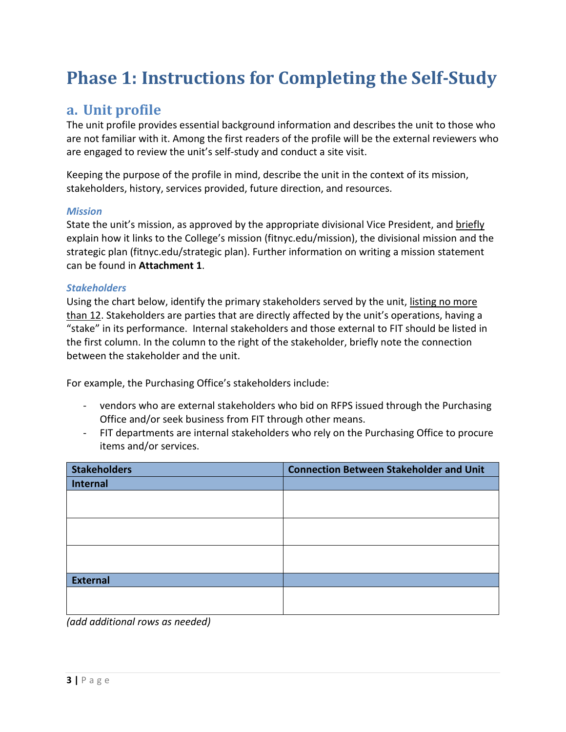# Phase 1: Instructions for Completing the Self-Study

## a. Unit profile

The unit profile provides essential background information and describes the unit to those who are not familiar with it. Among the first readers of the profile will be the external reviewers who are engaged to review the unit's self-study and conduct a site visit.

Keeping the purpose of the profile in mind, describe the unit in the context of its mission, stakeholders, history, services provided, future direction, and resources.

### *Mission*

State the unit's mission, as approved by the appropriate divisional Vice President, and briefly explain how it links to the College's mission (fitnyc.edu/mission), the divisional mission and the strategic plan (fitnyc.edu/strategic plan). Further information on writing a mission statement can be found in **Attachment 1**.

### *Stakeholders*

Using the chart below, identify the primary stakeholders served by the unit, listing no more than 12. Stakeholders are parties that are directly affected by the unit's operations, having a "stake" in its performance. Internal stakeholders and those external to FIT should be listed in the first column. In the column to the right of the stakeholder, briefly note the connection between the stakeholder and the unit.

For example, the Purchasing Office's stakeholders include:

- vendors who are external stakeholders who bid on RFPS issued through the Purchasing Office and/or seek business from FIT through other means.
- FIT departments are internal stakeholders who rely on the Purchasing Office to procure items and/or services.

| Stakeholders | Connection Between Stakeholder and Unit |
|---|---|
| **Internal** | |
| | |
| | |
| | |
| **External** | |
| | |

*(add additional rows as needed)*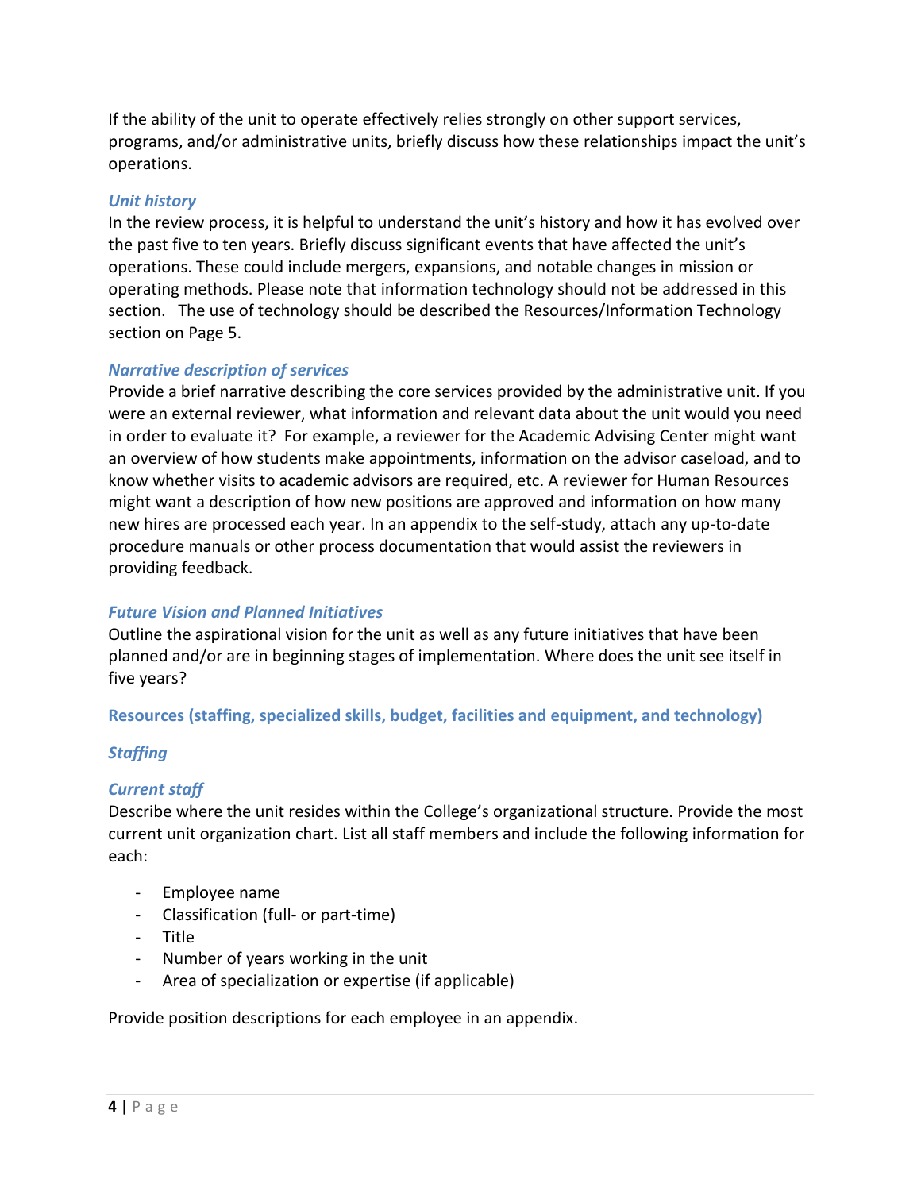If the ability of the unit to operate effectively relies strongly on other support services, programs, and/or administrative units, briefly discuss how these relationships impact the unit's operations.

### *Unit history*

In the review process, it is helpful to understand the unit's history and how it has evolved over the past five to ten years. Briefly discuss significant events that have affected the unit's operations. These could include mergers, expansions, and notable changes in mission or operating methods. Please note that information technology should not be addressed in this section.   The use of technology should be described the Resources/Information Technology section on Page 5.

### *Narrative description of services*

Provide a brief narrative describing the core services provided by the administrative unit. If you were an external reviewer, what information and relevant data about the unit would you need in order to evaluate it?  For example, a reviewer for the Academic Advising Center might want an overview of how students make appointments, information on the advisor caseload, and to know whether visits to academic advisors are required, etc. A reviewer for Human Resources might want a description of how new positions are approved and information on how many new hires are processed each year. In an appendix to the self-study, attach any up-to-date procedure manuals or other process documentation that would assist the reviewers in providing feedback.

### *Future Vision and Planned Initiatives*

Outline the aspirational vision for the unit as well as any future initiatives that have been planned and/or are in beginning stages of implementation. Where does the unit see itself in five years?

## Resources (staffing, specialized skills, budget, facilities and equipment, and technology)

### *Staffing*

### *Current staff*

Describe where the unit resides within the College's organizational structure. Provide the most current unit organization chart. List all staff members and include the following information for each:

- Employee name
- Classification (full- or part-time)
- Title
- Number of years working in the unit
- Area of specialization or expertise (if applicable)

Provide position descriptions for each employee in an appendix.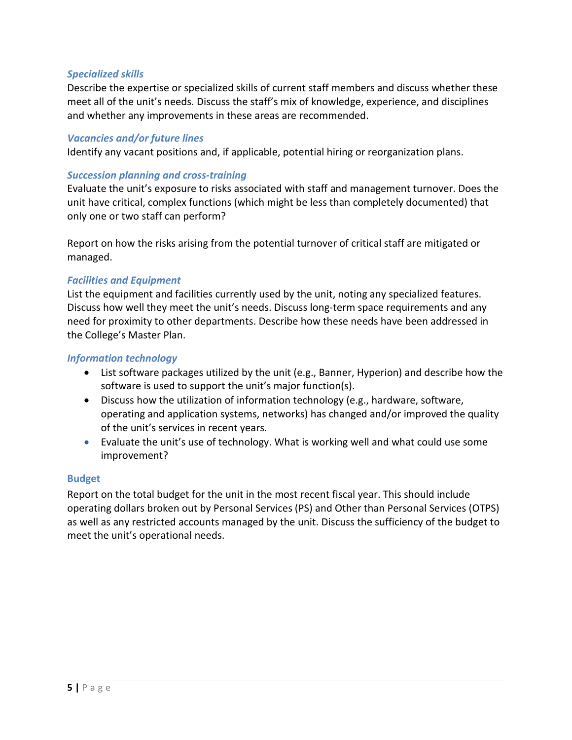### *Specialized skills*

Describe the expertise or specialized skills of current staff members and discuss whether these meet all of the unit's needs. Discuss the staff's mix of knowledge, experience, and disciplines and whether any improvements in these areas are recommended.

### *Vacancies and/or future lines*

Identify any vacant positions and, if applicable, potential hiring or reorganization plans.

### *Succession planning and cross-training*

Evaluate the unit's exposure to risks associated with staff and management turnover. Does the unit have critical, complex functions (which might be less than completely documented) that only one or two staff can perform?

Report on how the risks arising from the potential turnover of critical staff are mitigated or managed.

### *Facilities and Equipment*

List the equipment and facilities currently used by the unit, noting any specialized features. Discuss how well they meet the unit's needs. Discuss long-term space requirements and any need for proximity to other departments. Describe how these needs have been addressed in the College's Master Plan.

### *Information technology*

- List software packages utilized by the unit (e.g., Banner, Hyperion) and describe how the software is used to support the unit's major function(s).
- Discuss how the utilization of information technology (e.g., hardware, software, operating and application systems, networks) has changed and/or improved the quality of the unit's services in recent years.
- Evaluate the unit's use of technology. What is working well and what could use some improvement?

### Budget

Report on the total budget for the unit in the most recent fiscal year. This should include operating dollars broken out by Personal Services (PS) and Other than Personal Services (OTPS) as well as any restricted accounts managed by the unit. Discuss the sufficiency of the budget to meet the unit's operational needs.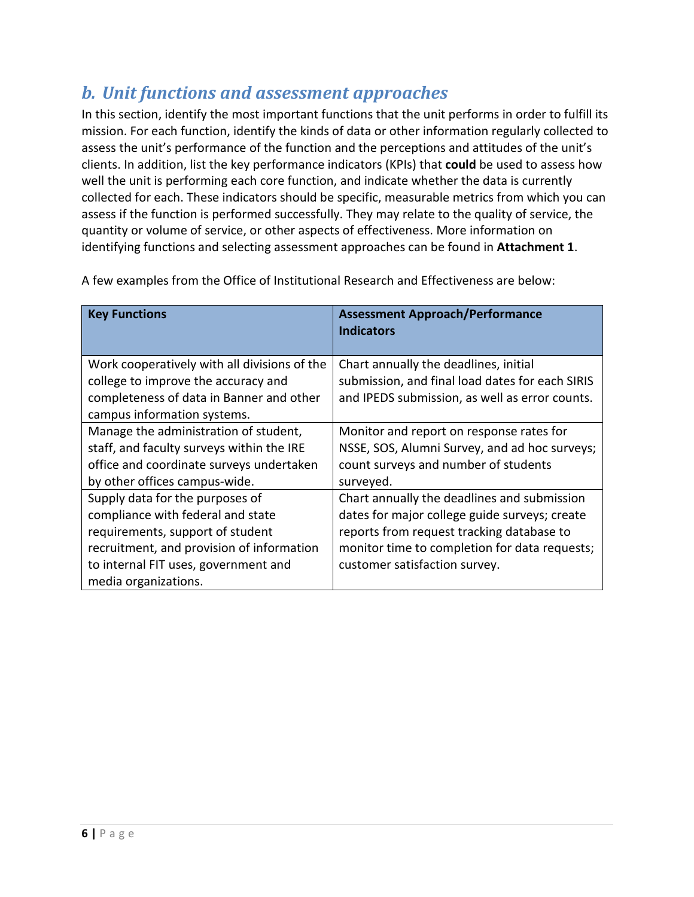## *b. Unit functions and assessment approaches*

In this section, identify the most important functions that the unit performs in order to fulfill its mission. For each function, identify the kinds of data or other information regularly collected to assess the unit's performance of the function and the perceptions and attitudes of the unit's clients. In addition, list the key performance indicators (KPIs) that **could** be used to assess how well the unit is performing each core function, and indicate whether the data is currently collected for each. These indicators should be specific, measurable metrics from which you can assess if the function is performed successfully. They may relate to the quality of service, the quantity or volume of service, or other aspects of effectiveness. More information on identifying functions and selecting assessment approaches can be found in **Attachment 1**.

A few examples from the Office of Institutional Research and Effectiveness are below:

| Key Functions | Assessment Approach/Performance Indicators |
|---|---|
| Work cooperatively with all divisions of the college to improve the accuracy and completeness of data in Banner and other campus information systems. | Chart annually the deadlines, initial submission, and final load dates for each SIRIS and IPEDS submission, as well as error counts. |
| Manage the administration of student, staff, and faculty surveys within the IRE office and coordinate surveys undertaken by other offices campus-wide. | Monitor and report on response rates for NSSE, SOS, Alumni Survey, and ad hoc surveys; count surveys and number of students surveyed. |
| Supply data for the purposes of compliance with federal and state requirements, support of student recruitment, and provision of information to internal FIT uses, government and media organizations. | Chart annually the deadlines and submission dates for major college guide surveys; create reports from request tracking database to monitor time to completion for data requests; customer satisfaction survey. |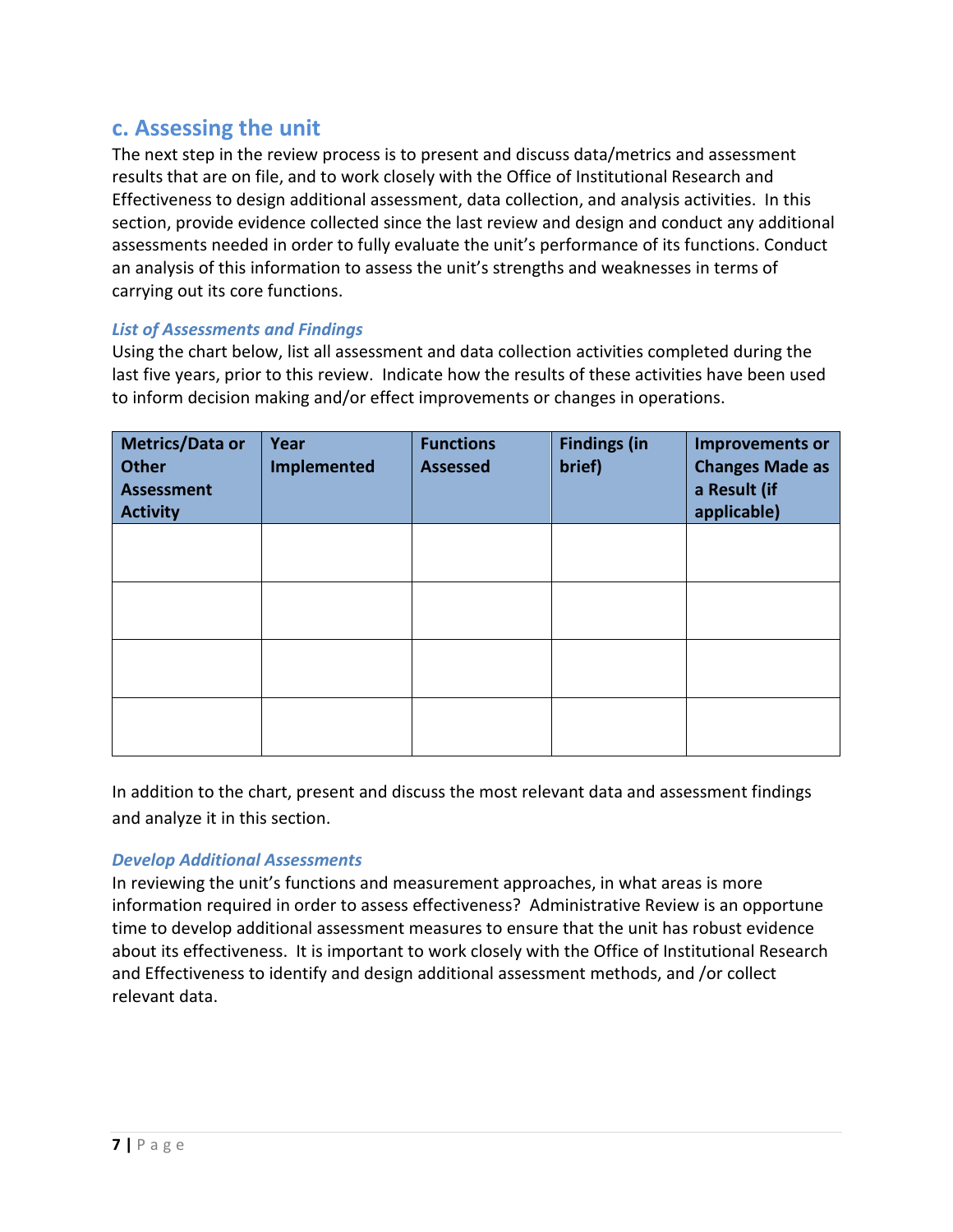## c. Assessing the unit

The next step in the review process is to present and discuss data/metrics and assessment results that are on file, and to work closely with the Office of Institutional Research and Effectiveness to design additional assessment, data collection, and analysis activities. In this section, provide evidence collected since the last review and design and conduct any additional assessments needed in order to fully evaluate the unit's performance of its functions. Conduct an analysis of this information to assess the unit's strengths and weaknesses in terms of carrying out its core functions.

### *List of Assessments and Findings*

Using the chart below, list all assessment and data collection activities completed during the last five years, prior to this review. Indicate how the results of these activities have been used to inform decision making and/or effect improvements or changes in operations.

| Metrics/Data or Other Assessment Activity | Year Implemented | Functions Assessed | Findings (in brief) | Improvements or Changes Made as a Result (if applicable) |
|---|---|---|---|---|
| | | | | |
| | | | | |
| | | | | |
| | | | | |

In addition to the chart, present and discuss the most relevant data and assessment findings and analyze it in this section.

### *Develop Additional Assessments*

In reviewing the unit's functions and measurement approaches, in what areas is more information required in order to assess effectiveness? Administrative Review is an opportune time to develop additional assessment measures to ensure that the unit has robust evidence about its effectiveness. It is important to work closely with the Office of Institutional Research and Effectiveness to identify and design additional assessment methods, and /or collect relevant data.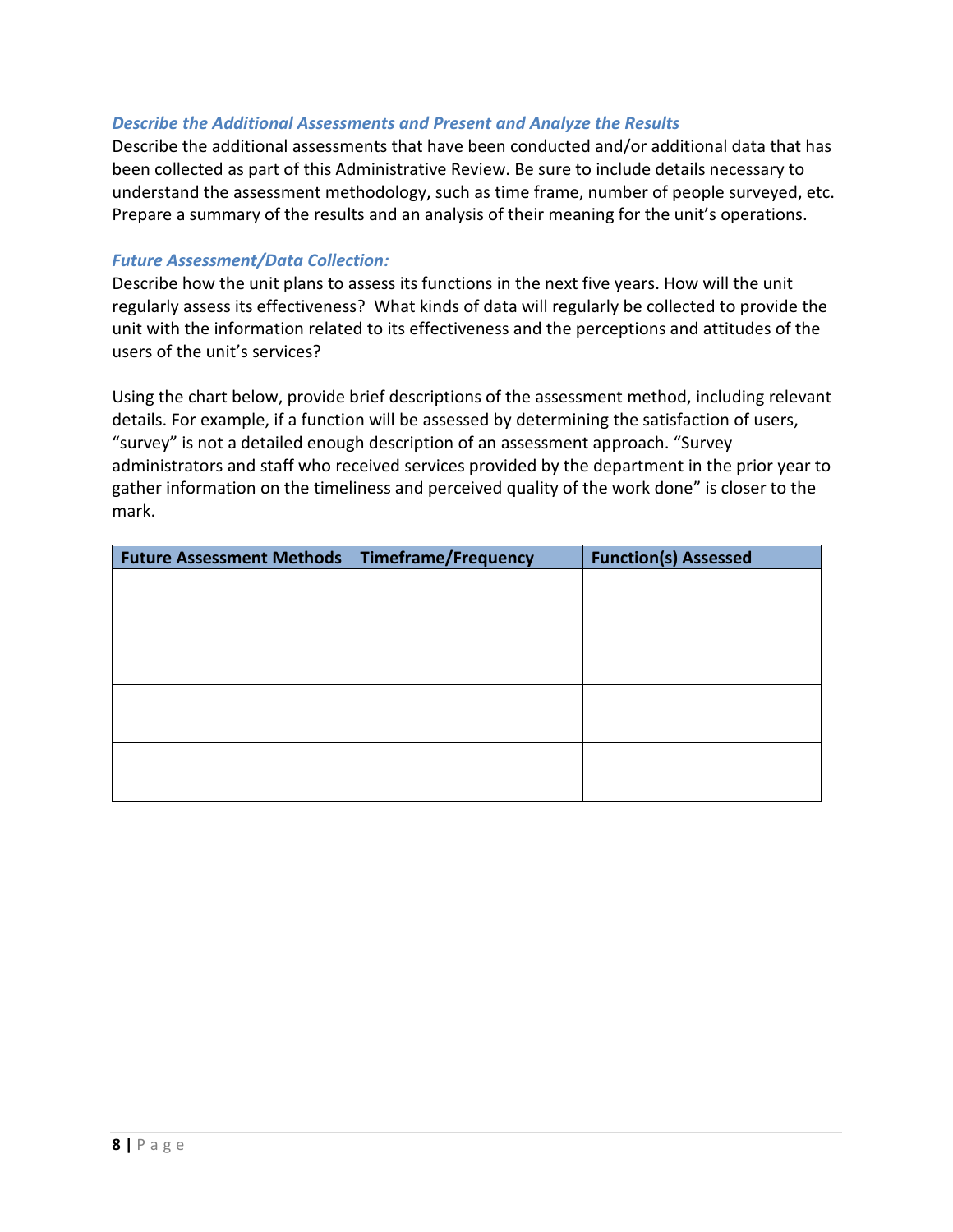### *Describe the Additional Assessments and Present and Analyze the Results*

Describe the additional assessments that have been conducted and/or additional data that has been collected as part of this Administrative Review. Be sure to include details necessary to understand the assessment methodology, such as time frame, number of people surveyed, etc. Prepare a summary of the results and an analysis of their meaning for the unit's operations.

### *Future Assessment/Data Collection:*

Describe how the unit plans to assess its functions in the next five years. How will the unit regularly assess its effectiveness? What kinds of data will regularly be collected to provide the unit with the information related to its effectiveness and the perceptions and attitudes of the users of the unit's services?

Using the chart below, provide brief descriptions of the assessment method, including relevant details. For example, if a function will be assessed by determining the satisfaction of users, "survey" is not a detailed enough description of an assessment approach. "Survey administrators and staff who received services provided by the department in the prior year to gather information on the timeliness and perceived quality of the work done" is closer to the mark.

| Future Assessment Methods | Timeframe/Frequency | Function(s) Assessed |
|---|---|---|
| | | |
| | | |
| | | |
| | | |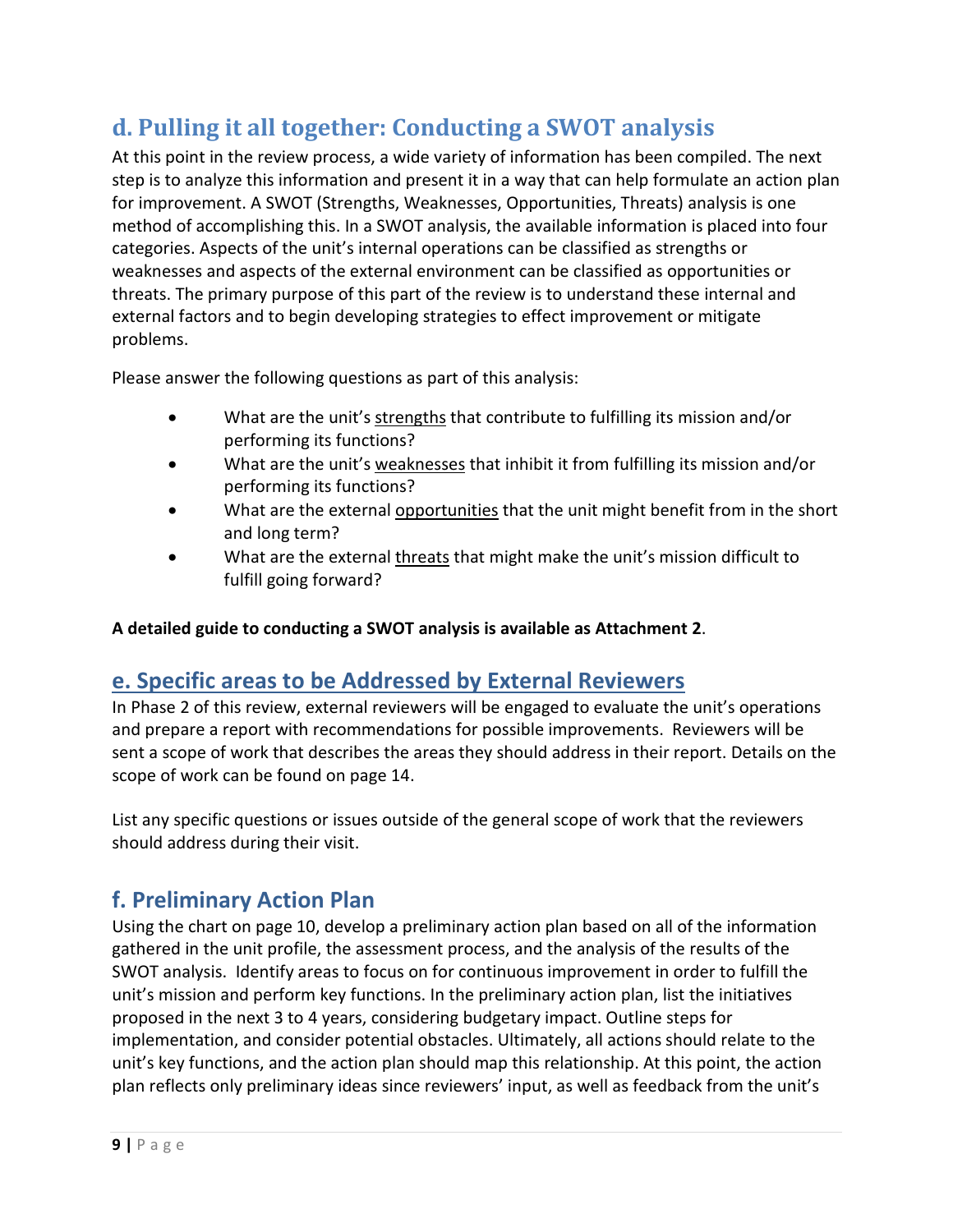## d. Pulling it all together: Conducting a SWOT analysis

At this point in the review process, a wide variety of information has been compiled. The next step is to analyze this information and present it in a way that can help formulate an action plan for improvement. A SWOT (Strengths, Weaknesses, Opportunities, Threats) analysis is one method of accomplishing this. In a SWOT analysis, the available information is placed into four categories. Aspects of the unit's internal operations can be classified as strengths or weaknesses and aspects of the external environment can be classified as opportunities or threats. The primary purpose of this part of the review is to understand these internal and external factors and to begin developing strategies to effect improvement or mitigate problems.

Please answer the following questions as part of this analysis:

- What are the unit's <u>strengths</u> that contribute to fulfilling its mission and/or performing its functions?
- What are the unit's <u>weaknesses</u> that inhibit it from fulfilling its mission and/or performing its functions?
- What are the external <u>opportunities</u> that the unit might benefit from in the short and long term?
- What are the external <u>threats</u> that might make the unit's mission difficult to fulfill going forward?

**A detailed guide to conducting a SWOT analysis is available as Attachment 2**.

## <u>e. Specific areas to be Addressed by External Reviewers</u>

In Phase 2 of this review, external reviewers will be engaged to evaluate the unit's operations and prepare a report with recommendations for possible improvements. Reviewers will be sent a scope of work that describes the areas they should address in their report. Details on the scope of work can be found on page 14.

List any specific questions or issues outside of the general scope of work that the reviewers should address during their visit.

## f. Preliminary Action Plan

Using the chart on page 10, develop a preliminary action plan based on all of the information gathered in the unit profile, the assessment process, and the analysis of the results of the SWOT analysis. Identify areas to focus on for continuous improvement in order to fulfill the unit's mission and perform key functions. In the preliminary action plan, list the initiatives proposed in the next 3 to 4 years, considering budgetary impact. Outline steps for implementation, and consider potential obstacles. Ultimately, all actions should relate to the unit's key functions, and the action plan should map this relationship. At this point, the action plan reflects only preliminary ideas since reviewers' input, as well as feedback from the unit's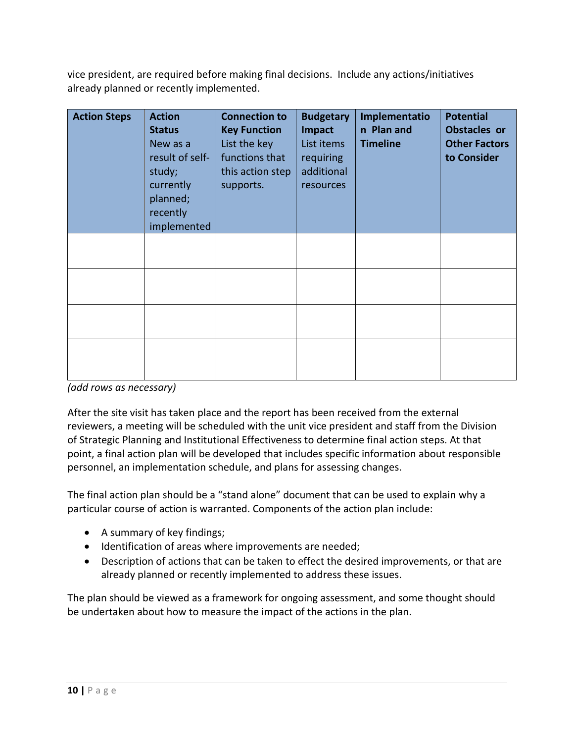vice president, are required before making final decisions. Include any actions/initiatives already planned or recently implemented.

| **Action Steps** | **Action Status** New as a result of self-study; currently planned; recently implemented | **Connection to Key Function** List the key functions that this action step supports. | **Budgetary Impact** List items requiring additional resources | **Implementation Plan and Timeline** | **Potential Obstacles or Other Factors to Consider** |
|---|---|---|---|---|---|
| | | | | | |
| | | | | | |
| | | | | | |
| | | | | | |

*(add rows as necessary)*

After the site visit has taken place and the report has been received from the external reviewers, a meeting will be scheduled with the unit vice president and staff from the Division of Strategic Planning and Institutional Effectiveness to determine final action steps. At that point, a final action plan will be developed that includes specific information about responsible personnel, an implementation schedule, and plans for assessing changes.

The final action plan should be a "stand alone" document that can be used to explain why a particular course of action is warranted. Components of the action plan include:

- A summary of key findings;
- Identification of areas where improvements are needed;
- Description of actions that can be taken to effect the desired improvements, or that are already planned or recently implemented to address these issues.

The plan should be viewed as a framework for ongoing assessment, and some thought should be undertaken about how to measure the impact of the actions in the plan.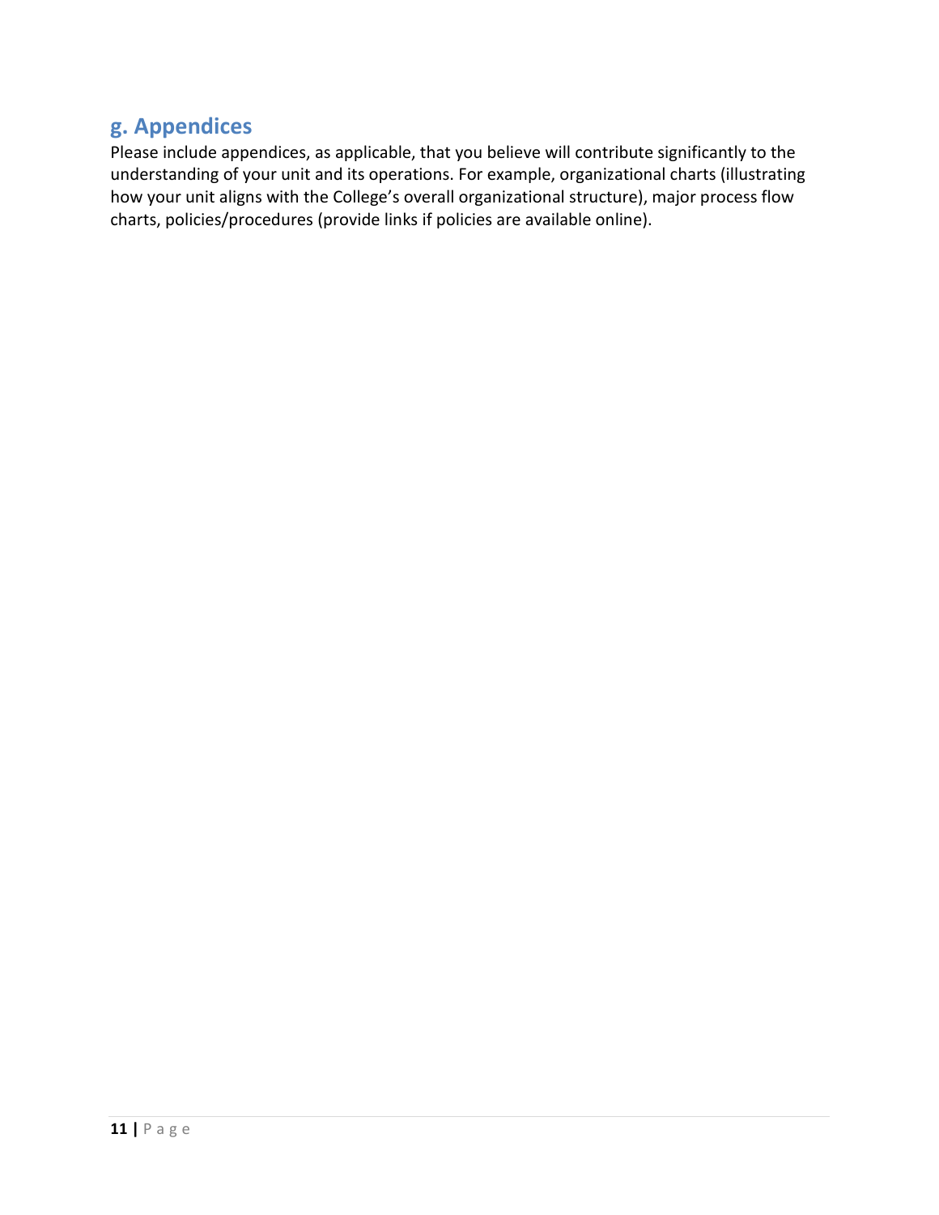## g. Appendices

Please include appendices, as applicable, that you believe will contribute significantly to the understanding of your unit and its operations. For example, organizational charts (illustrating how your unit aligns with the College's overall organizational structure), major process flow charts, policies/procedures (provide links if policies are available online).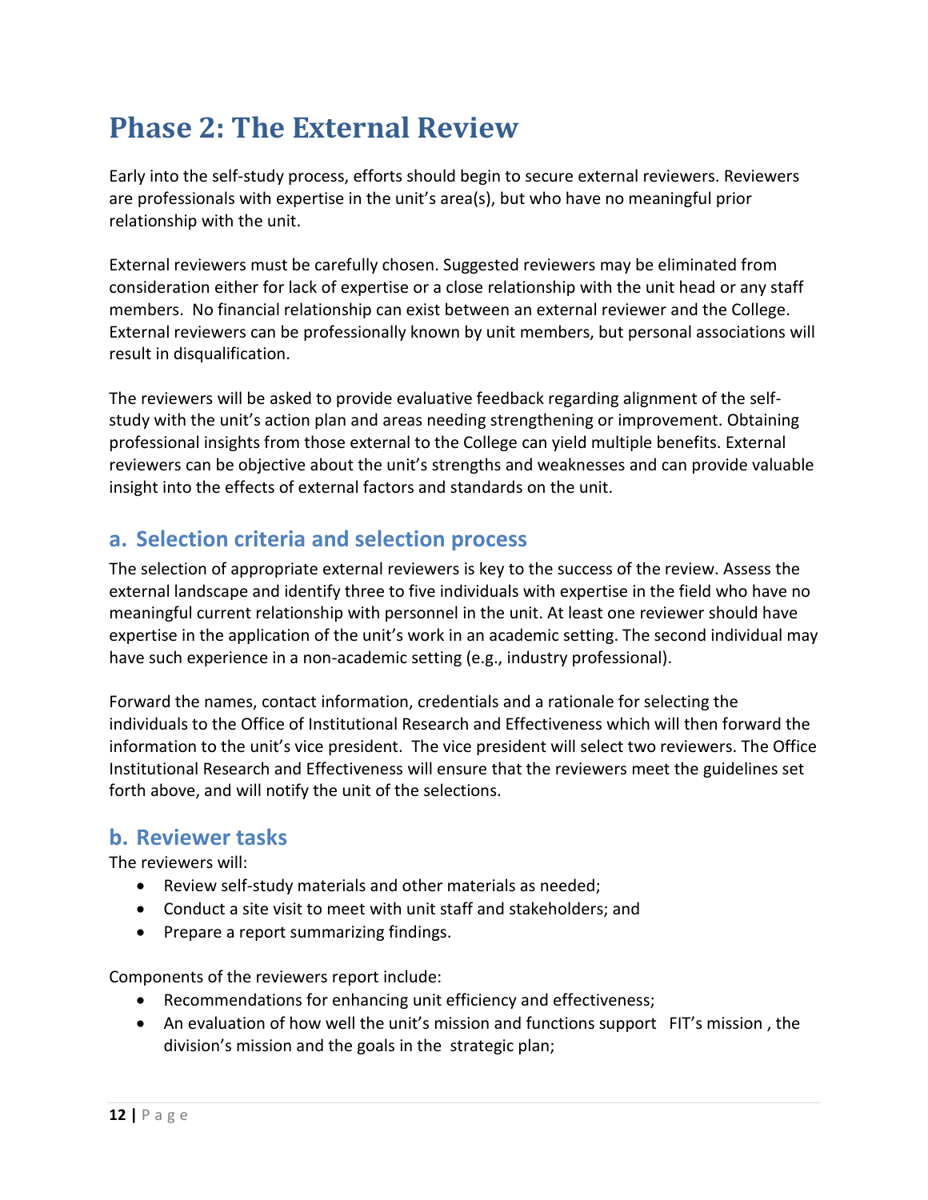# Phase 2: The External Review

Early into the self-study process, efforts should begin to secure external reviewers. Reviewers are professionals with expertise in the unit's area(s), but who have no meaningful prior relationship with the unit.

External reviewers must be carefully chosen. Suggested reviewers may be eliminated from consideration either for lack of expertise or a close relationship with the unit head or any staff members. No financial relationship can exist between an external reviewer and the College. External reviewers can be professionally known by unit members, but personal associations will result in disqualification.

The reviewers will be asked to provide evaluative feedback regarding alignment of the self-study with the unit's action plan and areas needing strengthening or improvement. Obtaining professional insights from those external to the College can yield multiple benefits. External reviewers can be objective about the unit's strengths and weaknesses and can provide valuable insight into the effects of external factors and standards on the unit.

## a. Selection criteria and selection process

The selection of appropriate external reviewers is key to the success of the review. Assess the external landscape and identify three to five individuals with expertise in the field who have no meaningful current relationship with personnel in the unit. At least one reviewer should have expertise in the application of the unit's work in an academic setting. The second individual may have such experience in a non-academic setting (e.g., industry professional).

Forward the names, contact information, credentials and a rationale for selecting the individuals to the Office of Institutional Research and Effectiveness which will then forward the information to the unit's vice president. The vice president will select two reviewers. The Office Institutional Research and Effectiveness will ensure that the reviewers meet the guidelines set forth above, and will notify the unit of the selections.

## b. Reviewer tasks

The reviewers will:

- Review self-study materials and other materials as needed;
- Conduct a site visit to meet with unit staff and stakeholders; and
- Prepare a report summarizing findings.

Components of the reviewers report include:

- Recommendations for enhancing unit efficiency and effectiveness;
- An evaluation of how well the unit's mission and functions support FIT's mission , the division's mission and the goals in the strategic plan;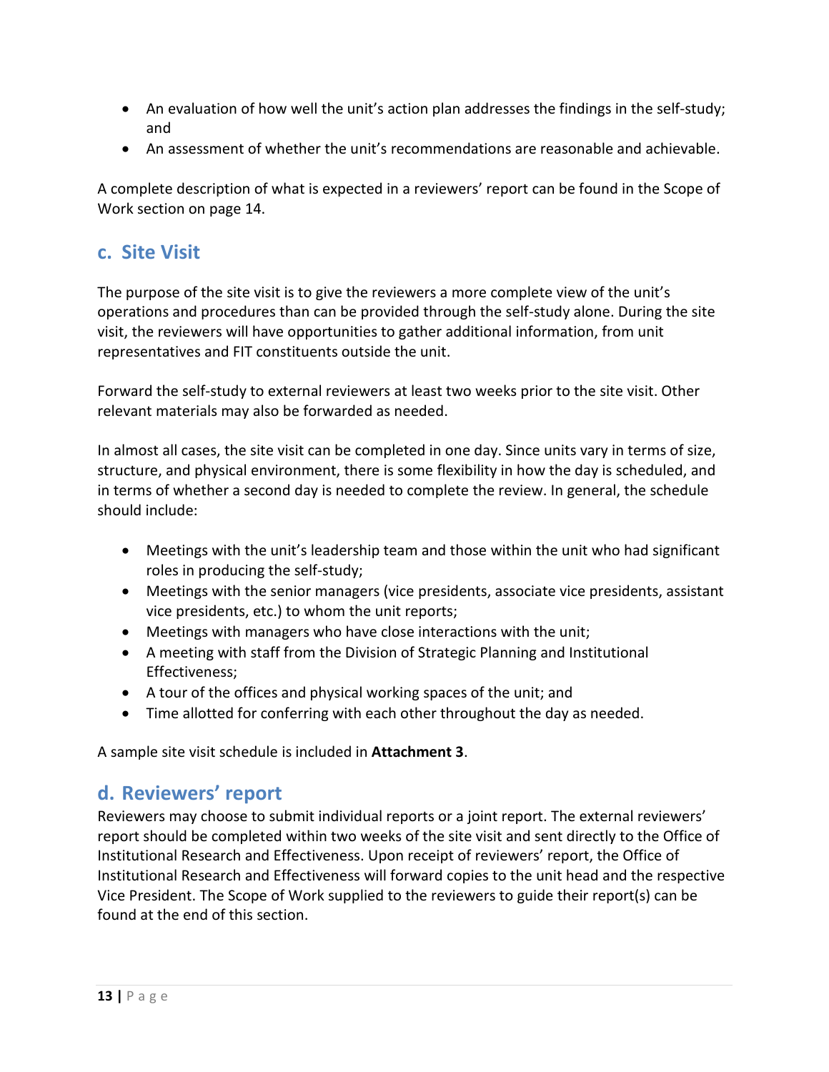- An evaluation of how well the unit's action plan addresses the findings in the self-study; and
- An assessment of whether the unit's recommendations are reasonable and achievable.

A complete description of what is expected in a reviewers' report can be found in the Scope of Work section on page 14.

## c. Site Visit

The purpose of the site visit is to give the reviewers a more complete view of the unit's operations and procedures than can be provided through the self-study alone. During the site visit, the reviewers will have opportunities to gather additional information, from unit representatives and FIT constituents outside the unit.

Forward the self-study to external reviewers at least two weeks prior to the site visit. Other relevant materials may also be forwarded as needed.

In almost all cases, the site visit can be completed in one day. Since units vary in terms of size, structure, and physical environment, there is some flexibility in how the day is scheduled, and in terms of whether a second day is needed to complete the review. In general, the schedule should include:

- Meetings with the unit's leadership team and those within the unit who had significant roles in producing the self-study;
- Meetings with the senior managers (vice presidents, associate vice presidents, assistant vice presidents, etc.) to whom the unit reports;
- Meetings with managers who have close interactions with the unit;
- A meeting with staff from the Division of Strategic Planning and Institutional Effectiveness;
- A tour of the offices and physical working spaces of the unit; and
- Time allotted for conferring with each other throughout the day as needed.

A sample site visit schedule is included in **Attachment 3**.

## d. Reviewers' report

Reviewers may choose to submit individual reports or a joint report. The external reviewers' report should be completed within two weeks of the site visit and sent directly to the Office of Institutional Research and Effectiveness. Upon receipt of reviewers' report, the Office of Institutional Research and Effectiveness will forward copies to the unit head and the respective Vice President. The Scope of Work supplied to the reviewers to guide their report(s) can be found at the end of this section.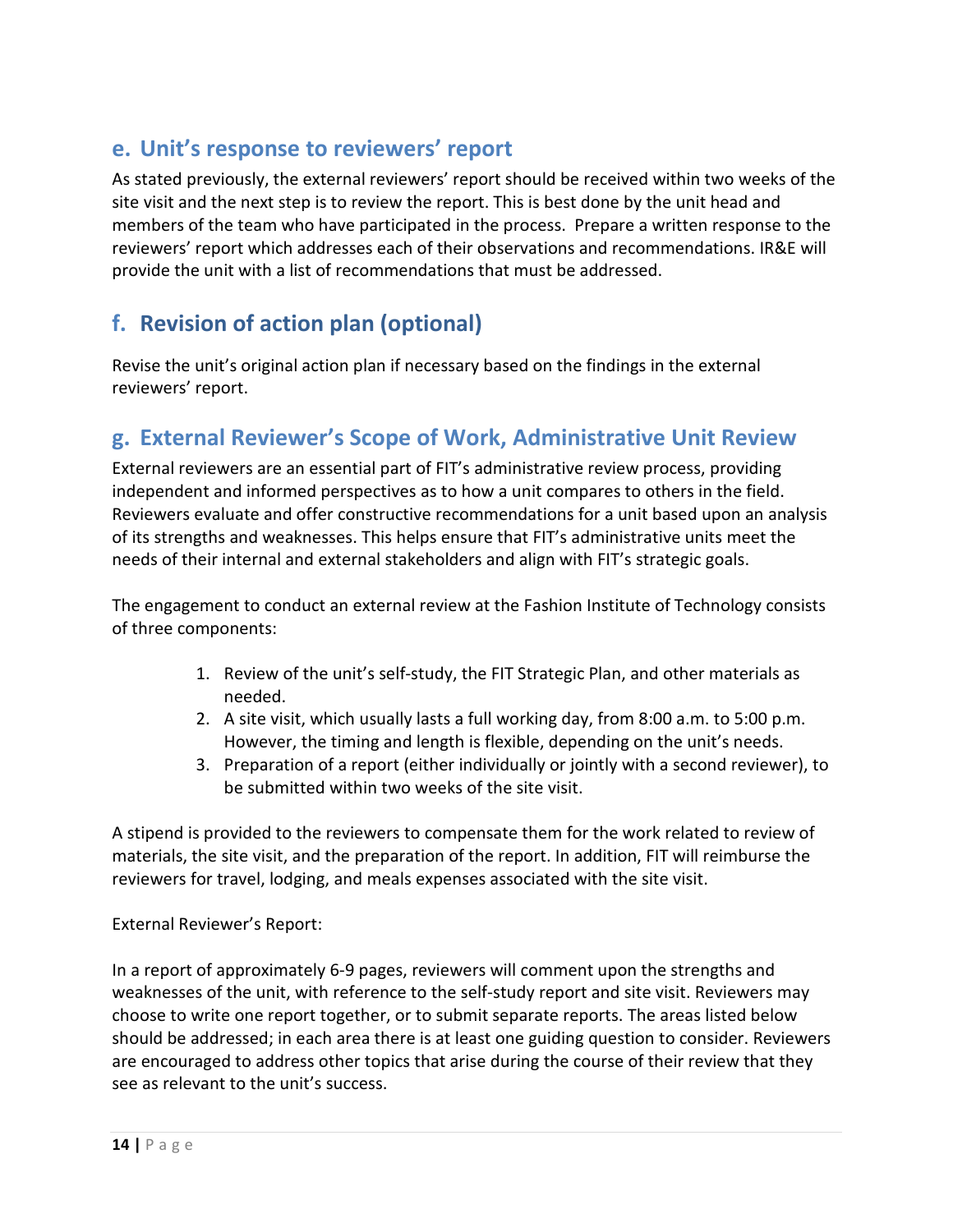## e. Unit's response to reviewers' report

As stated previously, the external reviewers' report should be received within two weeks of the site visit and the next step is to review the report. This is best done by the unit head and members of the team who have participated in the process. Prepare a written response to the reviewers' report which addresses each of their observations and recommendations. IR&E will provide the unit with a list of recommendations that must be addressed.

## f. Revision of action plan (optional)

Revise the unit's original action plan if necessary based on the findings in the external reviewers' report.

## g. External Reviewer's Scope of Work, Administrative Unit Review

External reviewers are an essential part of FIT's administrative review process, providing independent and informed perspectives as to how a unit compares to others in the field. Reviewers evaluate and offer constructive recommendations for a unit based upon an analysis of its strengths and weaknesses. This helps ensure that FIT's administrative units meet the needs of their internal and external stakeholders and align with FIT's strategic goals.

The engagement to conduct an external review at the Fashion Institute of Technology consists of three components:

1. Review of the unit's self-study, the FIT Strategic Plan, and other materials as needed.
2. A site visit, which usually lasts a full working day, from 8:00 a.m. to 5:00 p.m. However, the timing and length is flexible, depending on the unit's needs.
3. Preparation of a report (either individually or jointly with a second reviewer), to be submitted within two weeks of the site visit.

A stipend is provided to the reviewers to compensate them for the work related to review of materials, the site visit, and the preparation of the report. In addition, FIT will reimburse the reviewers for travel, lodging, and meals expenses associated with the site visit.

External Reviewer's Report:

In a report of approximately 6-9 pages, reviewers will comment upon the strengths and weaknesses of the unit, with reference to the self-study report and site visit. Reviewers may choose to write one report together, or to submit separate reports. The areas listed below should be addressed; in each area there is at least one guiding question to consider. Reviewers are encouraged to address other topics that arise during the course of their review that they see as relevant to the unit's success.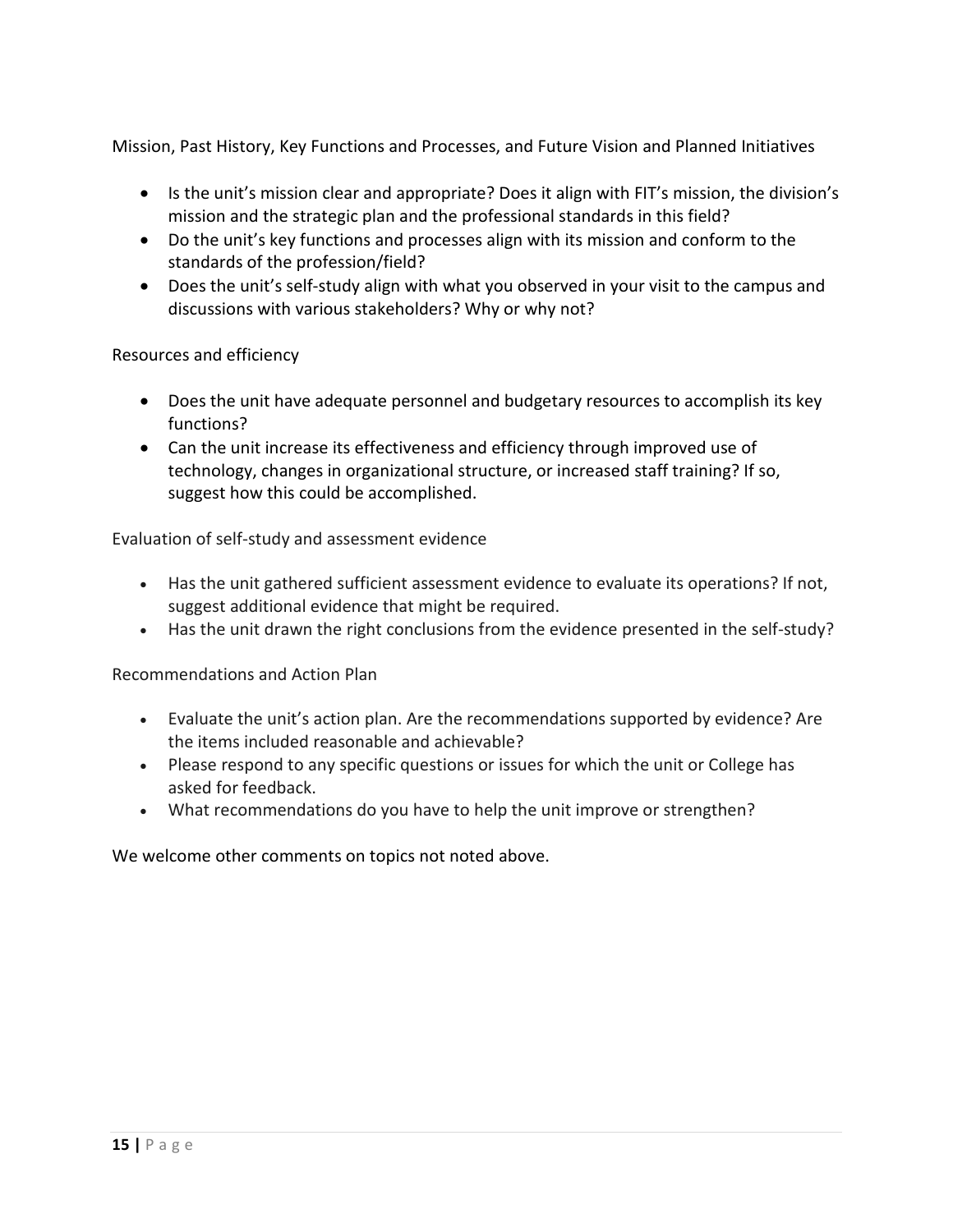Mission, Past History, Key Functions and Processes, and Future Vision and Planned Initiatives

- Is the unit's mission clear and appropriate? Does it align with FIT's mission, the division's mission and the strategic plan and the professional standards in this field?
- Do the unit's key functions and processes align with its mission and conform to the standards of the profession/field?
- Does the unit's self-study align with what you observed in your visit to the campus and discussions with various stakeholders? Why or why not?

Resources and efficiency

- Does the unit have adequate personnel and budgetary resources to accomplish its key functions?
- Can the unit increase its effectiveness and efficiency through improved use of technology, changes in organizational structure, or increased staff training? If so, suggest how this could be accomplished.

Evaluation of self-study and assessment evidence

- Has the unit gathered sufficient assessment evidence to evaluate its operations? If not, suggest additional evidence that might be required.
- Has the unit drawn the right conclusions from the evidence presented in the self-study?

Recommendations and Action Plan

- Evaluate the unit's action plan. Are the recommendations supported by evidence? Are the items included reasonable and achievable?
- Please respond to any specific questions or issues for which the unit or College has asked for feedback.
- What recommendations do you have to help the unit improve or strengthen?

We welcome other comments on topics not noted above.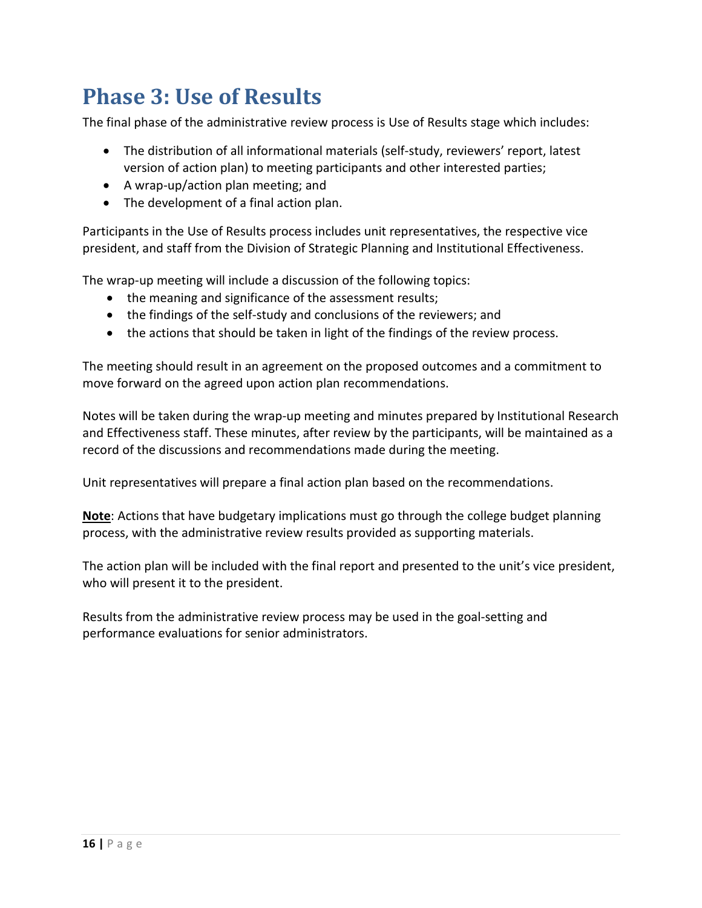# Phase 3: Use of Results

The final phase of the administrative review process is Use of Results stage which includes:

- The distribution of all informational materials (self-study, reviewers' report, latest version of action plan) to meeting participants and other interested parties;
- A wrap-up/action plan meeting; and
- The development of a final action plan.

Participants in the Use of Results process includes unit representatives, the respective vice president, and staff from the Division of Strategic Planning and Institutional Effectiveness.

The wrap-up meeting will include a discussion of the following topics:

- the meaning and significance of the assessment results;
- the findings of the self-study and conclusions of the reviewers; and
- the actions that should be taken in light of the findings of the review process.

The meeting should result in an agreement on the proposed outcomes and a commitment to move forward on the agreed upon action plan recommendations.

Notes will be taken during the wrap-up meeting and minutes prepared by Institutional Research and Effectiveness staff. These minutes, after review by the participants, will be maintained as a record of the discussions and recommendations made during the meeting.

Unit representatives will prepare a final action plan based on the recommendations.

<u>**Note**</u>: Actions that have budgetary implications must go through the college budget planning process, with the administrative review results provided as supporting materials.

The action plan will be included with the final report and presented to the unit's vice president, who will present it to the president.

Results from the administrative review process may be used in the goal-setting and performance evaluations for senior administrators.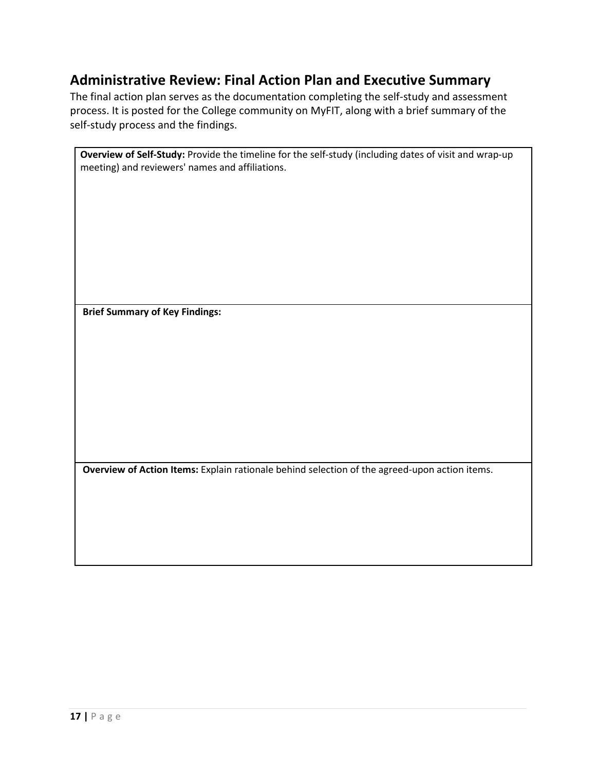## Administrative Review: Final Action Plan and Executive Summary

The final action plan serves as the documentation completing the self-study and assessment process. It is posted for the College community on MyFIT, along with a brief summary of the self-study process and the findings.

| **Overview of Self-Study:** Provide the timeline for the self-study (including dates of visit and wrap-up meeting) and reviewers' names and affiliations. |
|---|
| **Brief Summary of Key Findings:** |
| **Overview of Action Items:** Explain rationale behind selection of the agreed-upon action items. |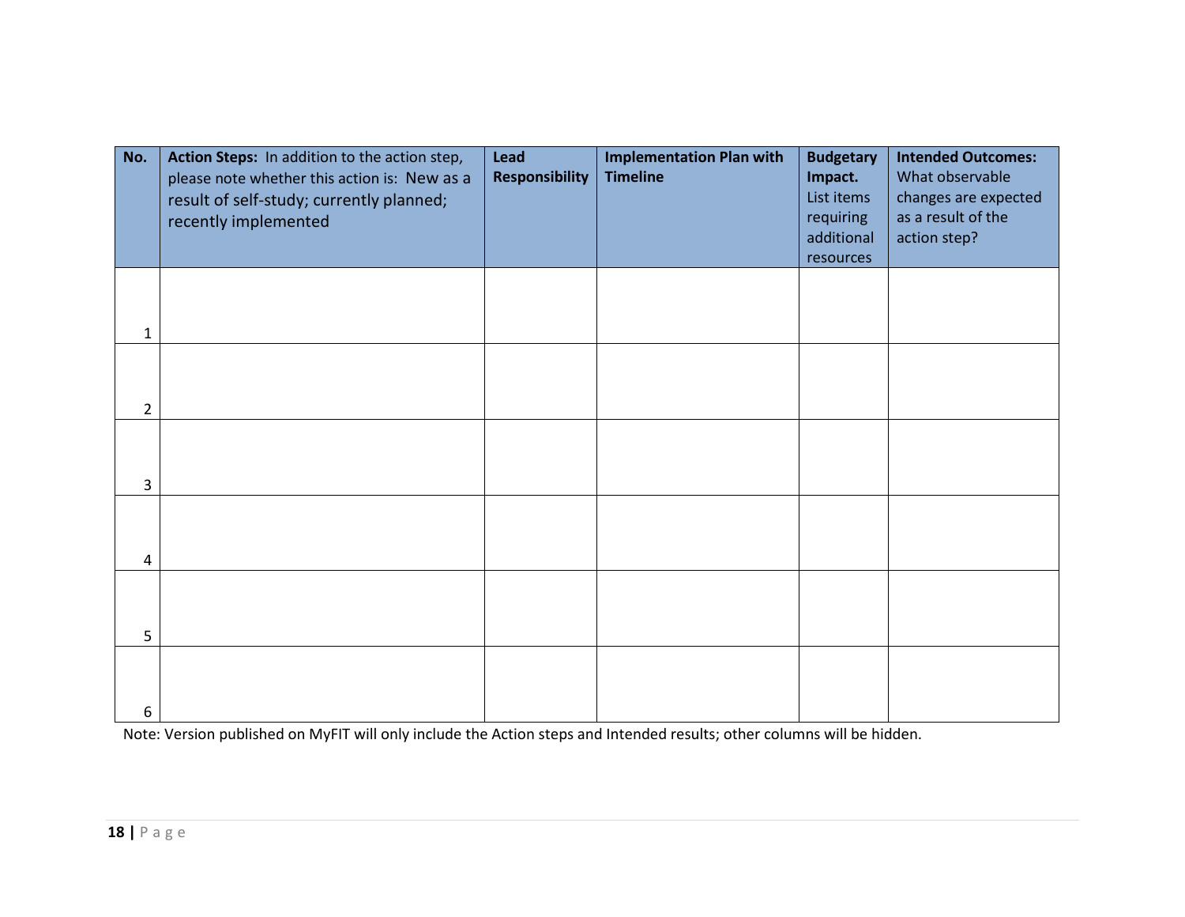| No. | **Action Steps:** In addition to the action step, please note whether this action is: New as a result of self-study; currently planned; recently implemented | **Lead Responsibility** | **Implementation Plan with Timeline** | **Budgetary Impact.** List items requiring additional resources | **Intended Outcomes:** What observable changes are expected as a result of the action step? |
|---|---|---|---|---|---|
| 1 | | | | | |
| 2 | | | | | |
| 3 | | | | | |
| 4 | | | | | |
| 5 | | | | | |
| 6 | | | | | |

Note: Version published on MyFIT will only include the Action steps and Intended results; other columns will be hidden.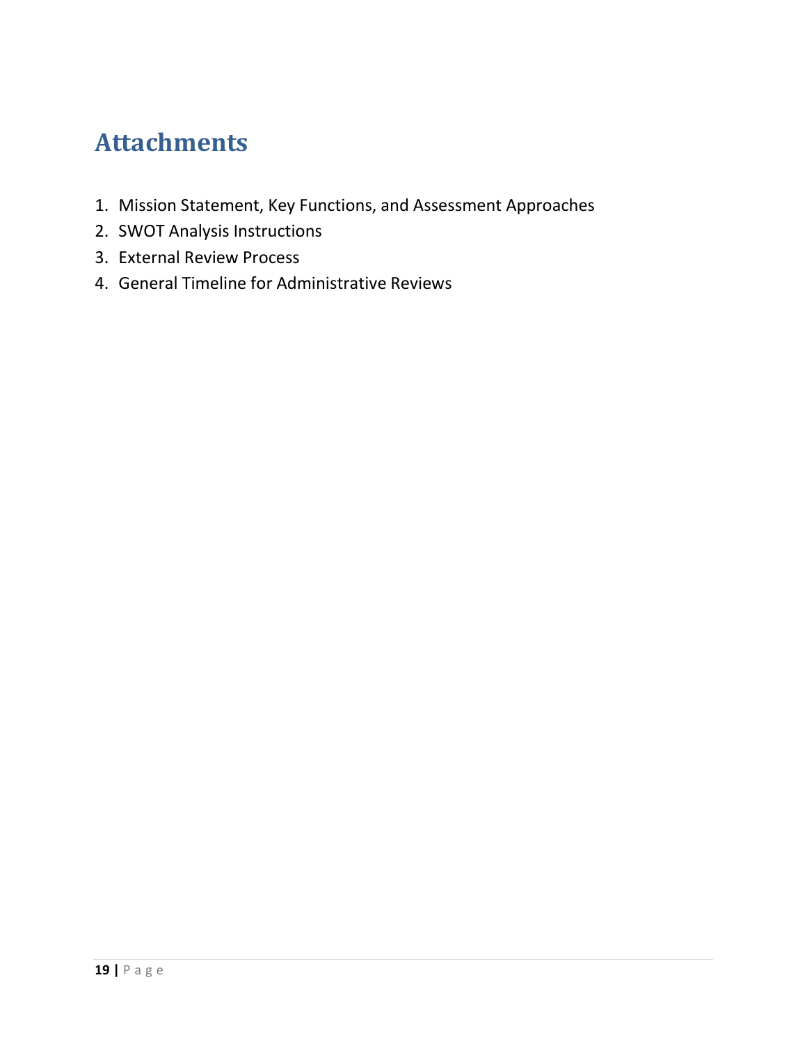# Attachments

1. Mission Statement, Key Functions, and Assessment Approaches
2. SWOT Analysis Instructions
3. External Review Process
4. General Timeline for Administrative Reviews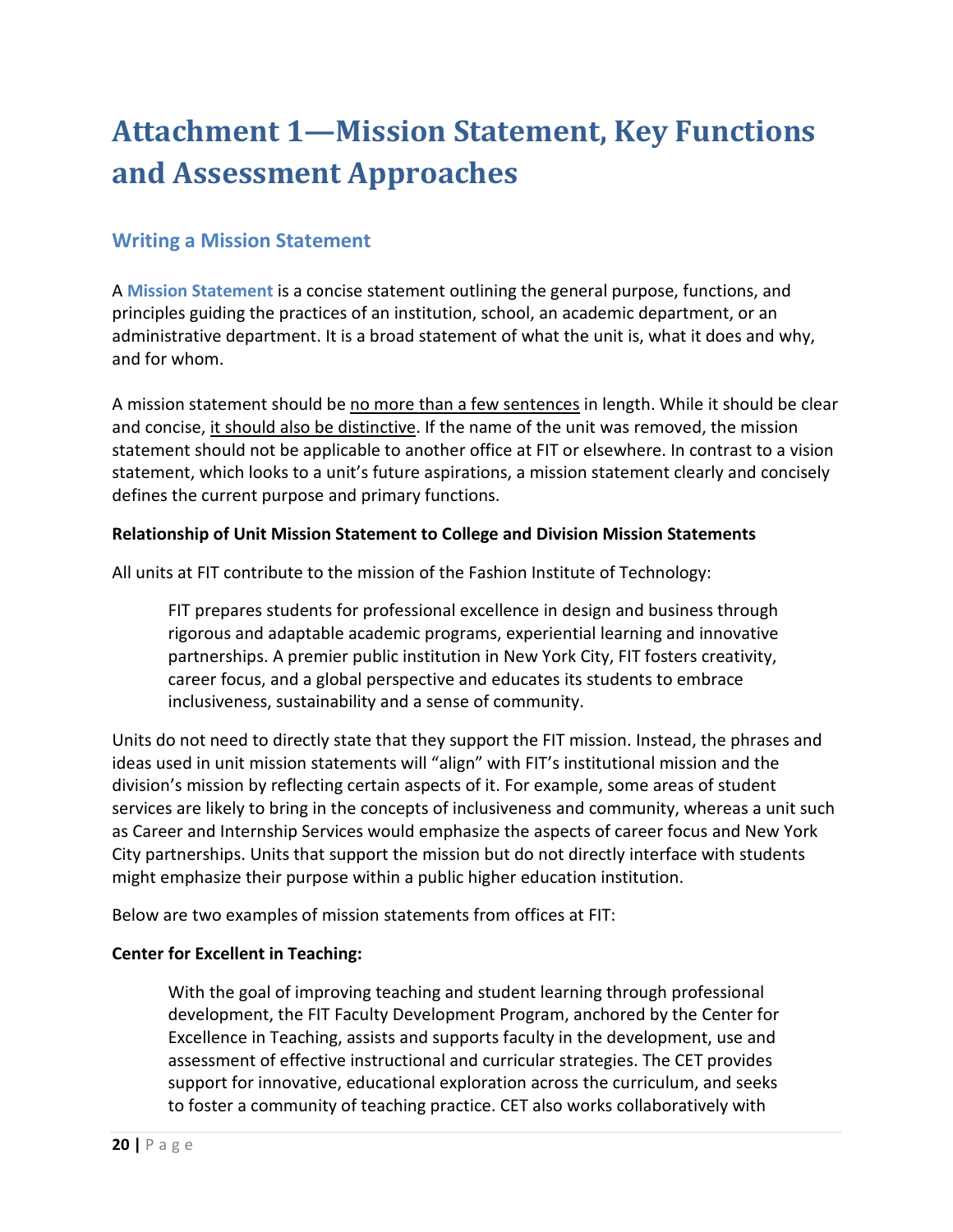# Attachment 1—Mission Statement, Key Functions and Assessment Approaches

## Writing a Mission Statement

A **Mission Statement** is a concise statement outlining the general purpose, functions, and principles guiding the practices of an institution, school, an academic department, or an administrative department. It is a broad statement of what the unit is, what it does and why, and for whom.

A mission statement should be no more than a few sentences in length. While it should be clear and concise, it should also be distinctive. If the name of the unit was removed, the mission statement should not be applicable to another office at FIT or elsewhere. In contrast to a vision statement, which looks to a unit's future aspirations, a mission statement clearly and concisely defines the current purpose and primary functions.

**Relationship of Unit Mission Statement to College and Division Mission Statements**

All units at FIT contribute to the mission of the Fashion Institute of Technology:

> FIT prepares students for professional excellence in design and business through rigorous and adaptable academic programs, experiential learning and innovative partnerships. A premier public institution in New York City, FIT fosters creativity, career focus, and a global perspective and educates its students to embrace inclusiveness, sustainability and a sense of community.

Units do not need to directly state that they support the FIT mission. Instead, the phrases and ideas used in unit mission statements will "align" with FIT's institutional mission and the division's mission by reflecting certain aspects of it. For example, some areas of student services are likely to bring in the concepts of inclusiveness and community, whereas a unit such as Career and Internship Services would emphasize the aspects of career focus and New York City partnerships. Units that support the mission but do not directly interface with students might emphasize their purpose within a public higher education institution.

Below are two examples of mission statements from offices at FIT:

**Center for Excellent in Teaching:**

> With the goal of improving teaching and student learning through professional development, the FIT Faculty Development Program, anchored by the Center for Excellence in Teaching, assists and supports faculty in the development, use and assessment of effective instructional and curricular strategies. The CET provides support for innovative, educational exploration across the curriculum, and seeks to foster a community of teaching practice. CET also works collaboratively with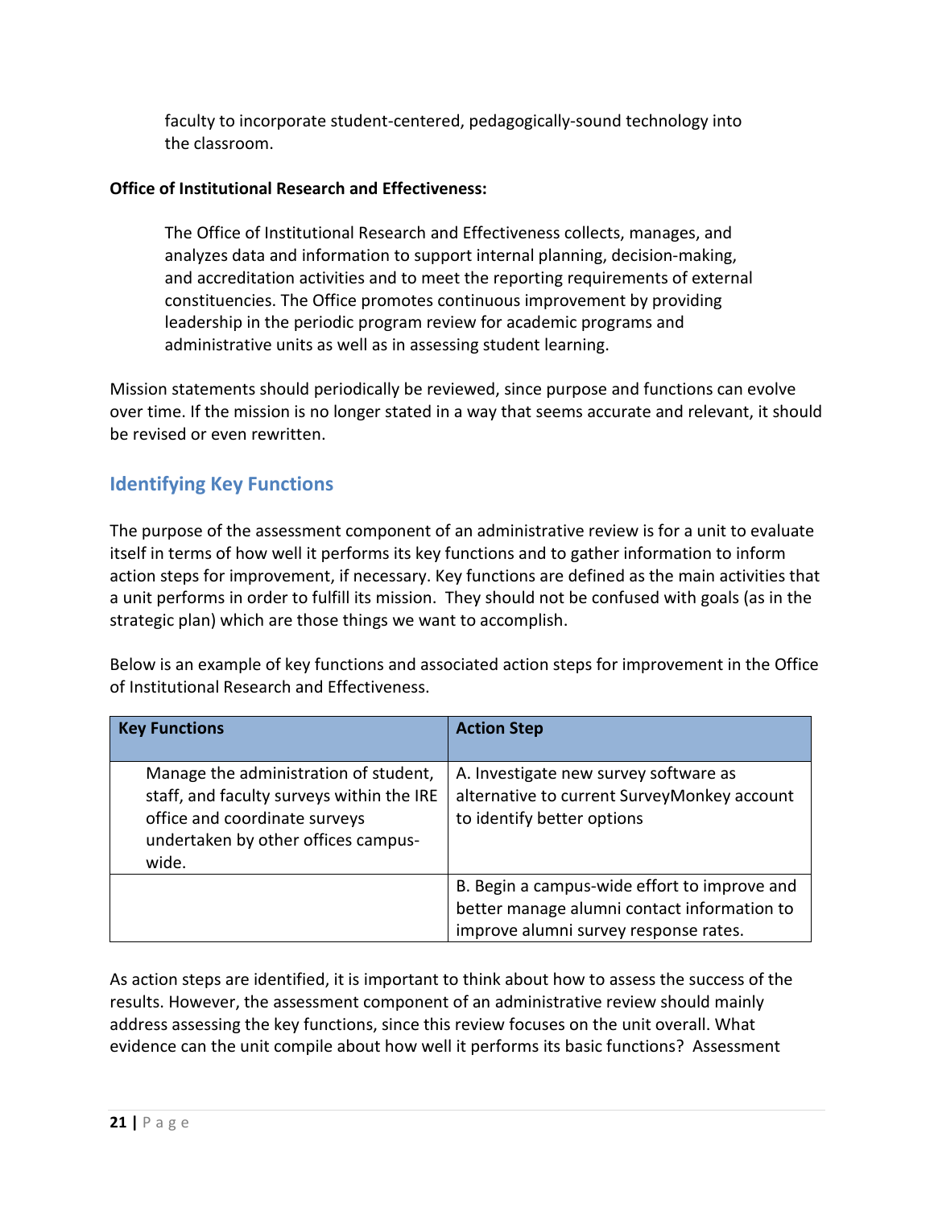faculty to incorporate student-centered, pedagogically-sound technology into the classroom.

**Office of Institutional Research and Effectiveness:**

> The Office of Institutional Research and Effectiveness collects, manages, and analyzes data and information to support internal planning, decision-making, and accreditation activities and to meet the reporting requirements of external constituencies. The Office promotes continuous improvement by providing leadership in the periodic program review for academic programs and administrative units as well as in assessing student learning.

Mission statements should periodically be reviewed, since purpose and functions can evolve over time. If the mission is no longer stated in a way that seems accurate and relevant, it should be revised or even rewritten.

## Identifying Key Functions

The purpose of the assessment component of an administrative review is for a unit to evaluate itself in terms of how well it performs its key functions and to gather information to inform action steps for improvement, if necessary. Key functions are defined as the main activities that a unit performs in order to fulfill its mission. They should not be confused with goals (as in the strategic plan) which are those things we want to accomplish.

Below is an example of key functions and associated action steps for improvement in the Office of Institutional Research and Effectiveness.

| Key Functions | Action Step |
|---|---|
| Manage the administration of student, staff, and faculty surveys within the IRE office and coordinate surveys undertaken by other offices campus-wide. | A. Investigate new survey software as alternative to current SurveyMonkey account to identify better options |
| | B. Begin a campus-wide effort to improve and better manage alumni contact information to improve alumni survey response rates. |

As action steps are identified, it is important to think about how to assess the success of the results. However, the assessment component of an administrative review should mainly address assessing the key functions, since this review focuses on the unit overall. What evidence can the unit compile about how well it performs its basic functions? Assessment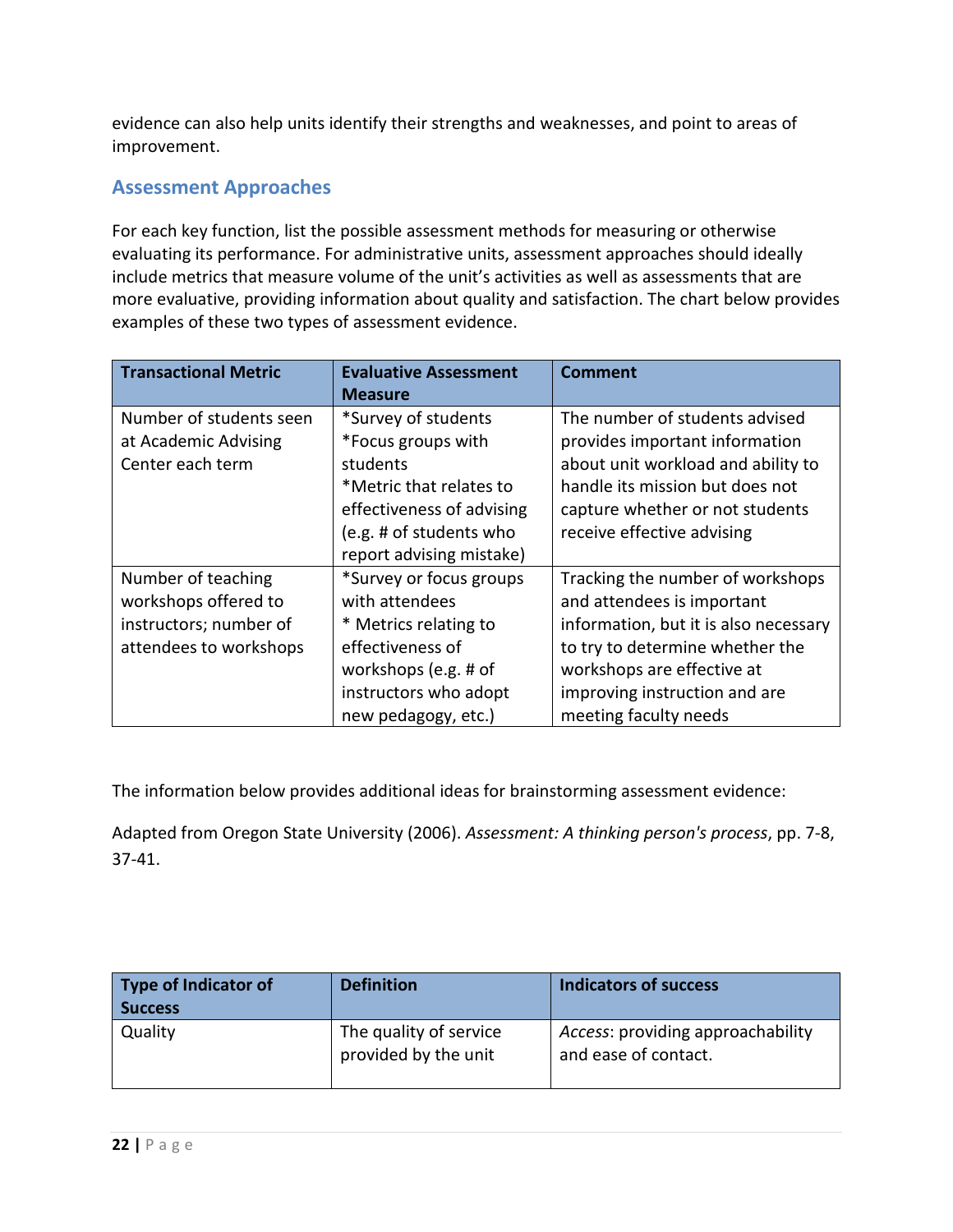evidence can also help units identify their strengths and weaknesses, and point to areas of improvement.

## Assessment Approaches

For each key function, list the possible assessment methods for measuring or otherwise evaluating its performance. For administrative units, assessment approaches should ideally include metrics that measure volume of the unit's activities as well as assessments that are more evaluative, providing information about quality and satisfaction. The chart below provides examples of these two types of assessment evidence.

| Transactional Metric | Evaluative Assessment Measure | Comment |
|---|---|---|
| Number of students seen at Academic Advising Center each term | *Survey of students<br>*Focus groups with students<br>*Metric that relates to effectiveness of advising (e.g. # of students who report advising mistake) | The number of students advised provides important information about unit workload and ability to handle its mission but does not capture whether or not students receive effective advising |
| Number of teaching workshops offered to instructors; number of attendees to workshops | *Survey or focus groups with attendees<br>* Metrics relating to effectiveness of workshops (e.g. # of instructors who adopt new pedagogy, etc.) | Tracking the number of workshops and attendees is important information, but it is also necessary to try to determine whether the workshops are effective at improving instruction and are meeting faculty needs |

The information below provides additional ideas for brainstorming assessment evidence:

Adapted from Oregon State University (2006). *Assessment: A thinking person's process*, pp. 7-8, 37-41.

| Type of Indicator of Success | Definition | Indicators of success |
|---|---|---|
| Quality | The quality of service provided by the unit | *Access*: providing approachability and ease of contact. |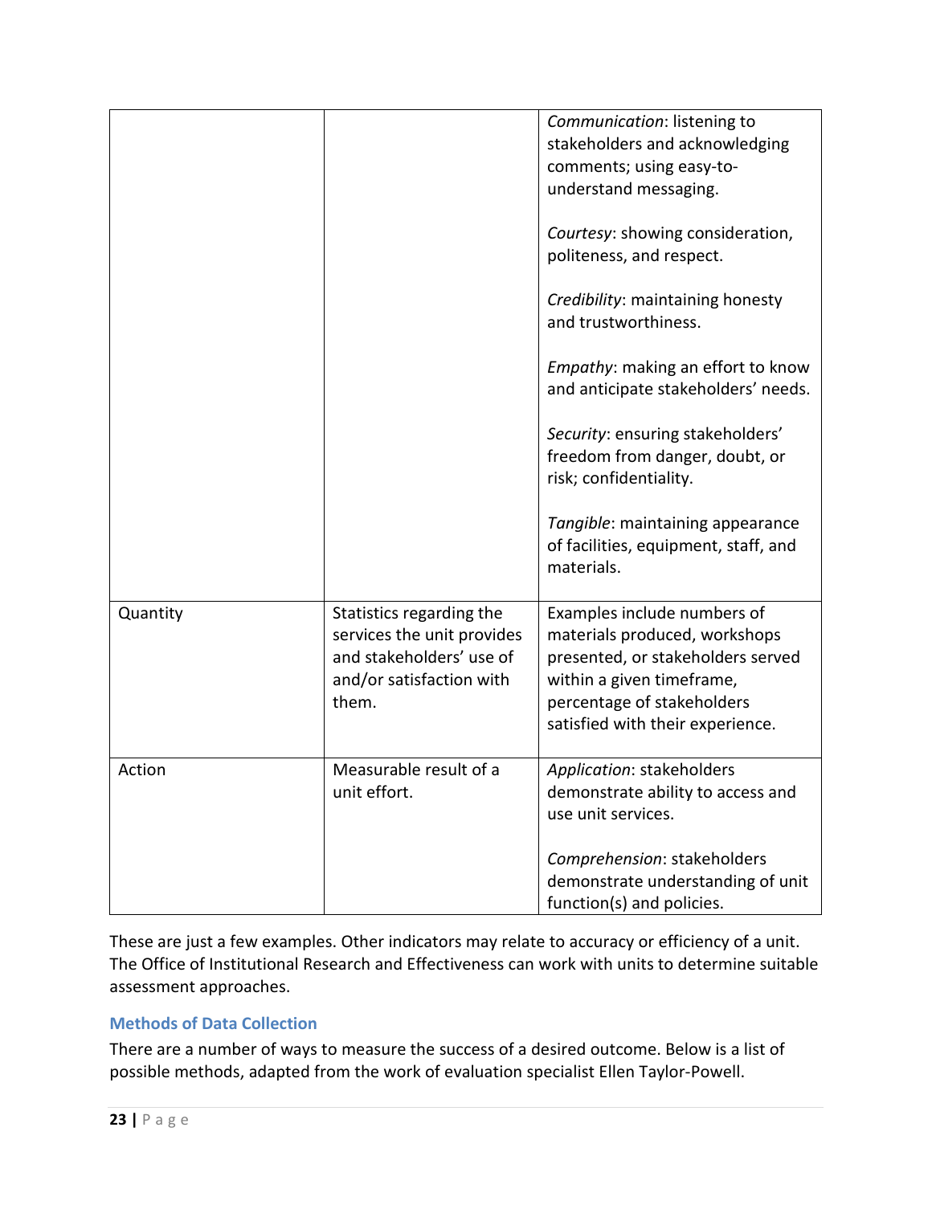| | | |
|---|---|---|
| | | *Communication*: listening to stakeholders and acknowledging comments; using easy-to-understand messaging.<br><br>*Courtesy*: showing consideration, politeness, and respect.<br><br>*Credibility*: maintaining honesty and trustworthiness.<br><br>*Empathy*: making an effort to know and anticipate stakeholders' needs.<br><br>*Security*: ensuring stakeholders' freedom from danger, doubt, or risk; confidentiality.<br><br>*Tangible*: maintaining appearance of facilities, equipment, staff, and materials. |
| Quantity | Statistics regarding the services the unit provides and stakeholders' use of and/or satisfaction with them. | Examples include numbers of materials produced, workshops presented, or stakeholders served within a given timeframe, percentage of stakeholders satisfied with their experience. |
| Action | Measurable result of a unit effort. | *Application*: stakeholders demonstrate ability to access and use unit services.<br><br>*Comprehension*: stakeholders demonstrate understanding of unit function(s) and policies. |

These are just a few examples. Other indicators may relate to accuracy or efficiency of a unit. The Office of Institutional Research and Effectiveness can work with units to determine suitable assessment approaches.

### Methods of Data Collection

There are a number of ways to measure the success of a desired outcome. Below is a list of possible methods, adapted from the work of evaluation specialist Ellen Taylor-Powell.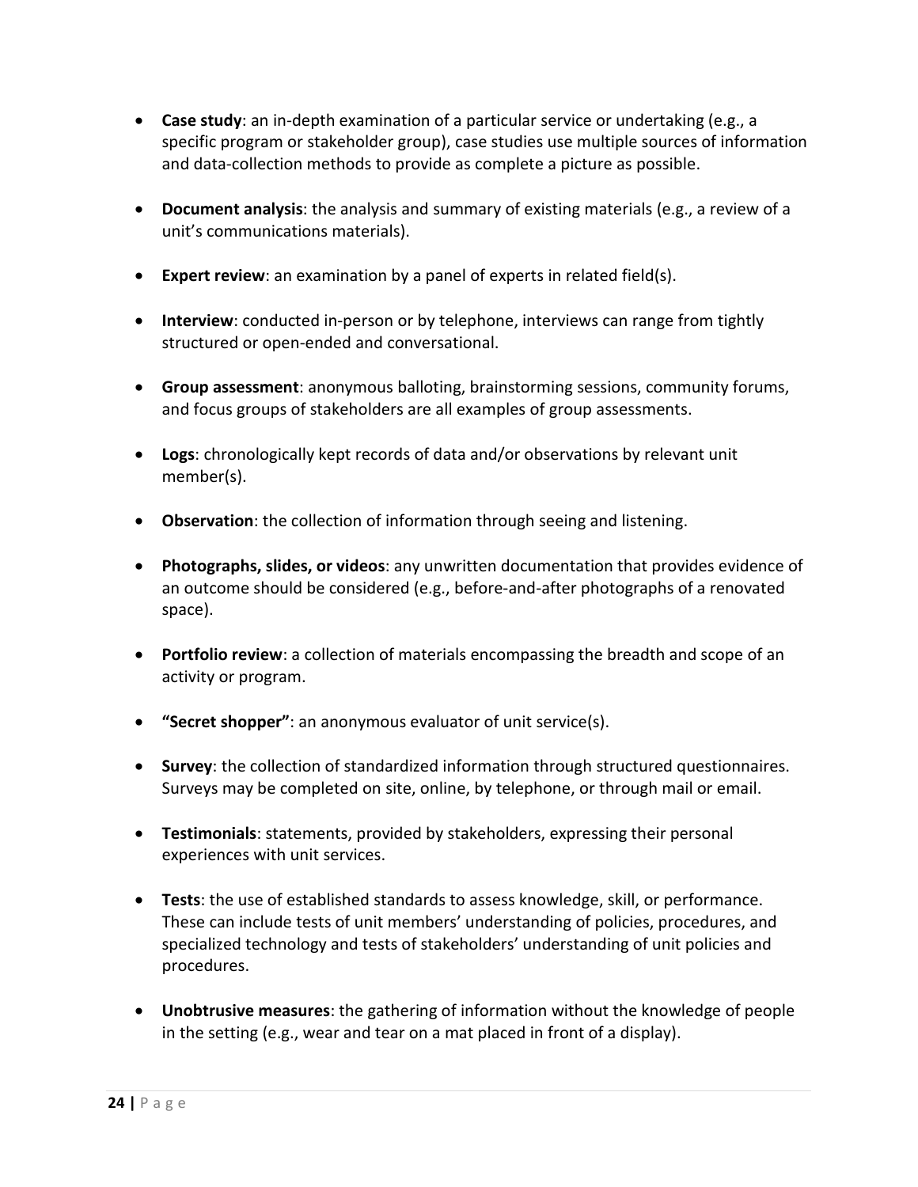- **Case study**: an in-depth examination of a particular service or undertaking (e.g., a specific program or stakeholder group), case studies use multiple sources of information and data-collection methods to provide as complete a picture as possible.

- **Document analysis**: the analysis and summary of existing materials (e.g., a review of a unit's communications materials).

- **Expert review**: an examination by a panel of experts in related field(s).

- **Interview**: conducted in-person or by telephone, interviews can range from tightly structured or open-ended and conversational.

- **Group assessment**: anonymous balloting, brainstorming sessions, community forums, and focus groups of stakeholders are all examples of group assessments.

- **Logs**: chronologically kept records of data and/or observations by relevant unit member(s).

- **Observation**: the collection of information through seeing and listening.

- **Photographs, slides, or videos**: any unwritten documentation that provides evidence of an outcome should be considered (e.g., before-and-after photographs of a renovated space).

- **Portfolio review**: a collection of materials encompassing the breadth and scope of an activity or program.

- **"Secret shopper"**: an anonymous evaluator of unit service(s).

- **Survey**: the collection of standardized information through structured questionnaires. Surveys may be completed on site, online, by telephone, or through mail or email.

- **Testimonials**: statements, provided by stakeholders, expressing their personal experiences with unit services.

- **Tests**: the use of established standards to assess knowledge, skill, or performance. These can include tests of unit members' understanding of policies, procedures, and specialized technology and tests of stakeholders' understanding of unit policies and procedures.

- **Unobtrusive measures**: the gathering of information without the knowledge of people in the setting (e.g., wear and tear on a mat placed in front of a display).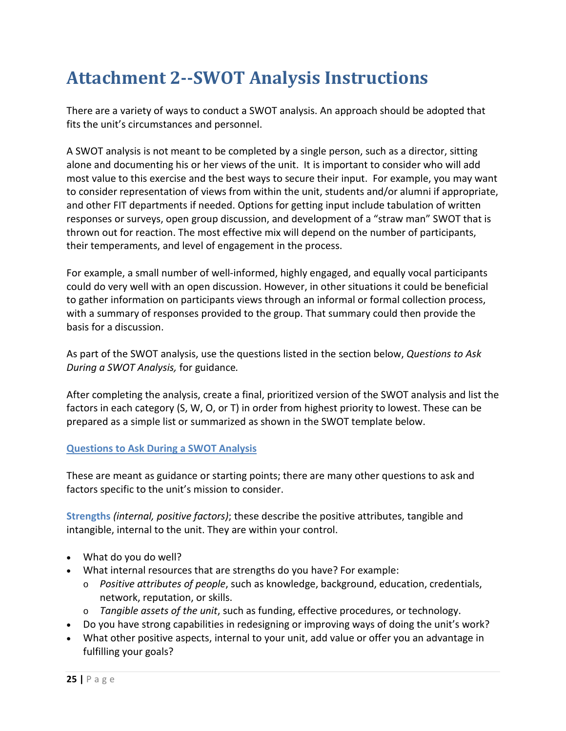# Attachment 2--SWOT Analysis Instructions

There are a variety of ways to conduct a SWOT analysis. An approach should be adopted that fits the unit's circumstances and personnel.

A SWOT analysis is not meant to be completed by a single person, such as a director, sitting alone and documenting his or her views of the unit. It is important to consider who will add most value to this exercise and the best ways to secure their input. For example, you may want to consider representation of views from within the unit, students and/or alumni if appropriate, and other FIT departments if needed. Options for getting input include tabulation of written responses or surveys, open group discussion, and development of a "straw man" SWOT that is thrown out for reaction. The most effective mix will depend on the number of participants, their temperaments, and level of engagement in the process.

For example, a small number of well-informed, highly engaged, and equally vocal participants could do very well with an open discussion. However, in other situations it could be beneficial to gather information on participants views through an informal or formal collection process, with a summary of responses provided to the group. That summary could then provide the basis for a discussion.

As part of the SWOT analysis, use the questions listed in the section below, *Questions to Ask During a SWOT Analysis,* for guidance.

After completing the analysis, create a final, prioritized version of the SWOT analysis and list the factors in each category (S, W, O, or T) in order from highest priority to lowest. These can be prepared as a simple list or summarized as shown in the SWOT template below.

## Questions to Ask During a SWOT Analysis

These are meant as guidance or starting points; there are many other questions to ask and factors specific to the unit's mission to consider.

**Strengths** *(internal, positive factors)*; these describe the positive attributes, tangible and intangible, internal to the unit. They are within your control.

- What do you do well?
- What internal resources that are strengths do you have? For example:
  - *Positive attributes of people*, such as knowledge, background, education, credentials, network, reputation, or skills.
  - *Tangible assets of the unit*, such as funding, effective procedures, or technology.
- Do you have strong capabilities in redesigning or improving ways of doing the unit's work?
- What other positive aspects, internal to your unit, add value or offer you an advantage in fulfilling your goals?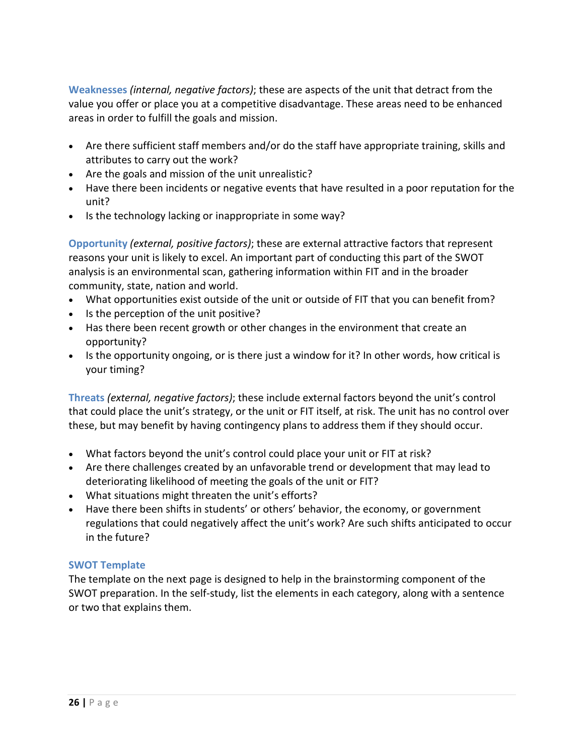**Weaknesses** *(internal, negative factors)*; these are aspects of the unit that detract from the value you offer or place you at a competitive disadvantage. These areas need to be enhanced areas in order to fulfill the goals and mission.

- Are there sufficient staff members and/or do the staff have appropriate training, skills and attributes to carry out the work?
- Are the goals and mission of the unit unrealistic?
- Have there been incidents or negative events that have resulted in a poor reputation for the unit?
- Is the technology lacking or inappropriate in some way?

**Opportunity** *(external, positive factors)*; these are external attractive factors that represent reasons your unit is likely to excel. An important part of conducting this part of the SWOT analysis is an environmental scan, gathering information within FIT and in the broader community, state, nation and world.

- What opportunities exist outside of the unit or outside of FIT that you can benefit from?
- Is the perception of the unit positive?
- Has there been recent growth or other changes in the environment that create an opportunity?
- Is the opportunity ongoing, or is there just a window for it? In other words, how critical is your timing?

**Threats** *(external, negative factors)*; these include external factors beyond the unit's control that could place the unit's strategy, or the unit or FIT itself, at risk. The unit has no control over these, but may benefit by having contingency plans to address them if they should occur.

- What factors beyond the unit's control could place your unit or FIT at risk?
- Are there challenges created by an unfavorable trend or development that may lead to deteriorating likelihood of meeting the goals of the unit or FIT?
- What situations might threaten the unit's efforts?
- Have there been shifts in students' or others' behavior, the economy, or government regulations that could negatively affect the unit's work? Are such shifts anticipated to occur in the future?

### SWOT Template

The template on the next page is designed to help in the brainstorming component of the SWOT preparation. In the self-study, list the elements in each category, along with a sentence or two that explains them.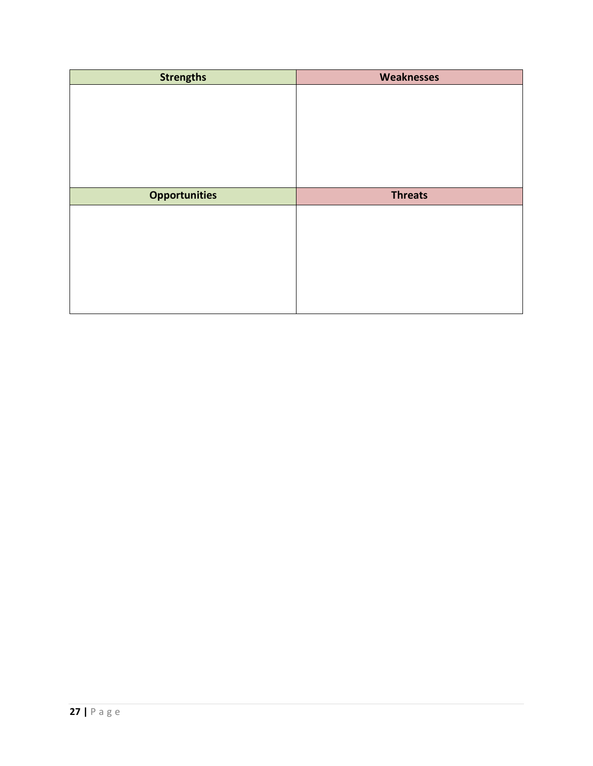| Strengths | Weaknesses |
| --- | --- |
| | |
| **Opportunities** | **Threats** |
| | |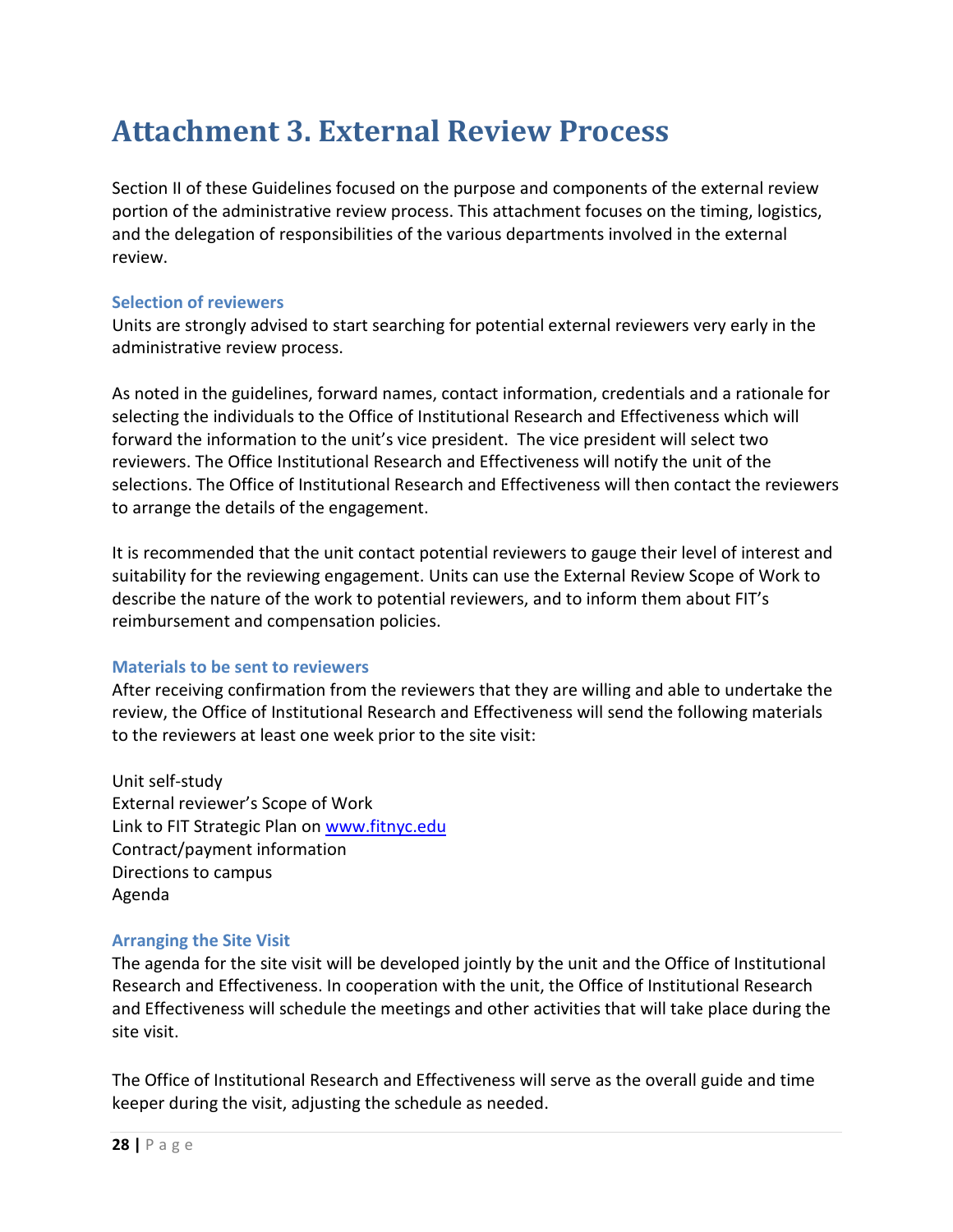# Attachment 3. External Review Process

Section II of these Guidelines focused on the purpose and components of the external review portion of the administrative review process. This attachment focuses on the timing, logistics, and the delegation of responsibilities of the various departments involved in the external review.

### Selection of reviewers

Units are strongly advised to start searching for potential external reviewers very early in the administrative review process.

As noted in the guidelines, forward names, contact information, credentials and a rationale for selecting the individuals to the Office of Institutional Research and Effectiveness which will forward the information to the unit's vice president. The vice president will select two reviewers. The Office Institutional Research and Effectiveness will notify the unit of the selections. The Office of Institutional Research and Effectiveness will then contact the reviewers to arrange the details of the engagement.

It is recommended that the unit contact potential reviewers to gauge their level of interest and suitability for the reviewing engagement. Units can use the External Review Scope of Work to describe the nature of the work to potential reviewers, and to inform them about FIT's reimbursement and compensation policies.

### Materials to be sent to reviewers

After receiving confirmation from the reviewers that they are willing and able to undertake the review, the Office of Institutional Research and Effectiveness will send the following materials to the reviewers at least one week prior to the site visit:

Unit self-study
External reviewer's Scope of Work
Link to FIT Strategic Plan on [www.fitnyc.edu](http://www.fitnyc.edu)
Contract/payment information
Directions to campus
Agenda

### Arranging the Site Visit

The agenda for the site visit will be developed jointly by the unit and the Office of Institutional Research and Effectiveness. In cooperation with the unit, the Office of Institutional Research and Effectiveness will schedule the meetings and other activities that will take place during the site visit.

The Office of Institutional Research and Effectiveness will serve as the overall guide and time keeper during the visit, adjusting the schedule as needed.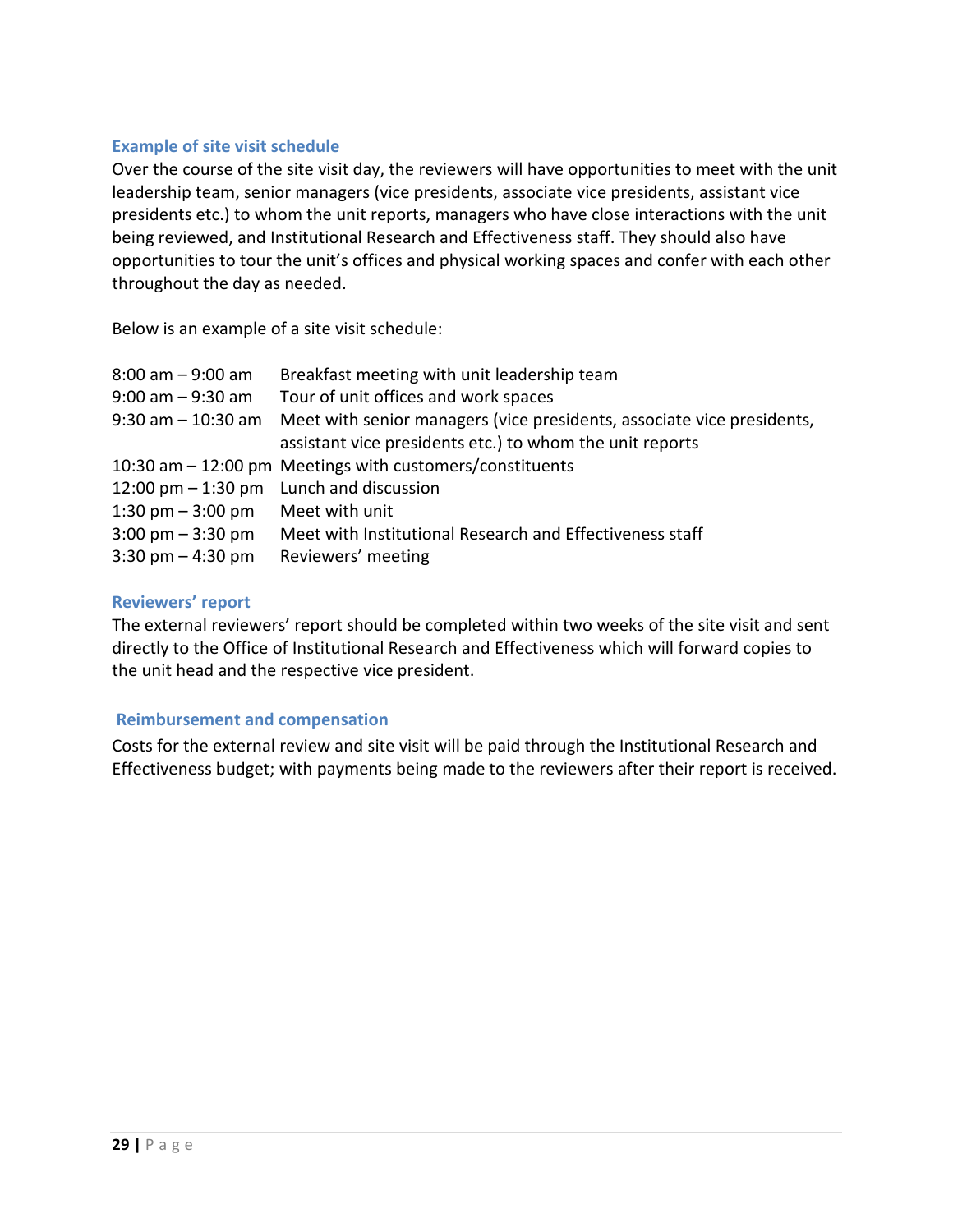### Example of site visit schedule

Over the course of the site visit day, the reviewers will have opportunities to meet with the unit leadership team, senior managers (vice presidents, associate vice presidents, assistant vice presidents etc.) to whom the unit reports, managers who have close interactions with the unit being reviewed, and Institutional Research and Effectiveness staff. They should also have opportunities to tour the unit's offices and physical working spaces and confer with each other throughout the day as needed.

Below is an example of a site visit schedule:

| | |
|---|---|
| 8:00 am – 9:00 am | Breakfast meeting with unit leadership team |
| 9:00 am – 9:30 am | Tour of unit offices and work spaces |
| 9:30 am – 10:30 am | Meet with senior managers (vice presidents, associate vice presidents, assistant vice presidents etc.) to whom the unit reports |
| 10:30 am – 12:00 pm | Meetings with customers/constituents |
| 12:00 pm – 1:30 pm | Lunch and discussion |
| 1:30 pm – 3:00 pm | Meet with unit |
| 3:00 pm – 3:30 pm | Meet with Institutional Research and Effectiveness staff |
| 3:30 pm – 4:30 pm | Reviewers' meeting |

### Reviewers' report

The external reviewers' report should be completed within two weeks of the site visit and sent directly to the Office of Institutional Research and Effectiveness which will forward copies to the unit head and the respective vice president.

### Reimbursement and compensation

Costs for the external review and site visit will be paid through the Institutional Research and Effectiveness budget; with payments being made to the reviewers after their report is received.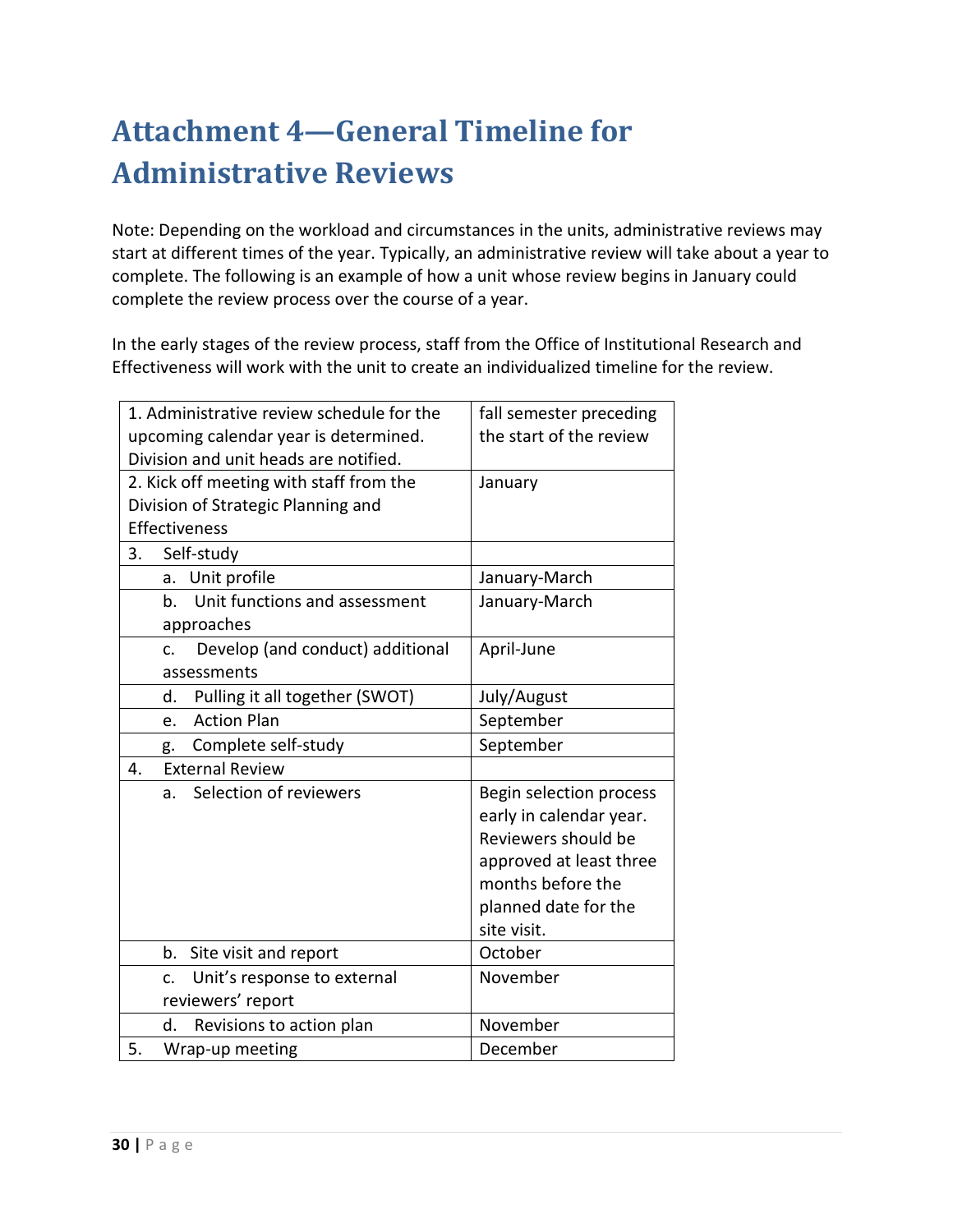# Attachment 4—General Timeline for Administrative Reviews

Note: Depending on the workload and circumstances in the units, administrative reviews may start at different times of the year. Typically, an administrative review will take about a year to complete. The following is an example of how a unit whose review begins in January could complete the review process over the course of a year.

In the early stages of the review process, staff from the Office of Institutional Research and Effectiveness will work with the unit to create an individualized timeline for the review.

| | |
|---|---|
| 1. Administrative review schedule for the upcoming calendar year is determined. Division and unit heads are notified. | fall semester preceding the start of the review |
| 2. Kick off meeting with staff from the Division of Strategic Planning and Effectiveness | January |
| 3. Self-study | |
| a. Unit profile | January-March |
| b. Unit functions and assessment approaches | January-March |
| c. Develop (and conduct) additional assessments | April-June |
| d. Pulling it all together (SWOT) | July/August |
| e. Action Plan | September |
| g. Complete self-study | September |
| 4. External Review | |
| a. Selection of reviewers | Begin selection process early in calendar year. Reviewers should be approved at least three months before the planned date for the site visit. |
| b. Site visit and report | October |
| c. Unit's response to external reviewers' report | November |
| d. Revisions to action plan | November |
| 5. Wrap-up meeting | December |